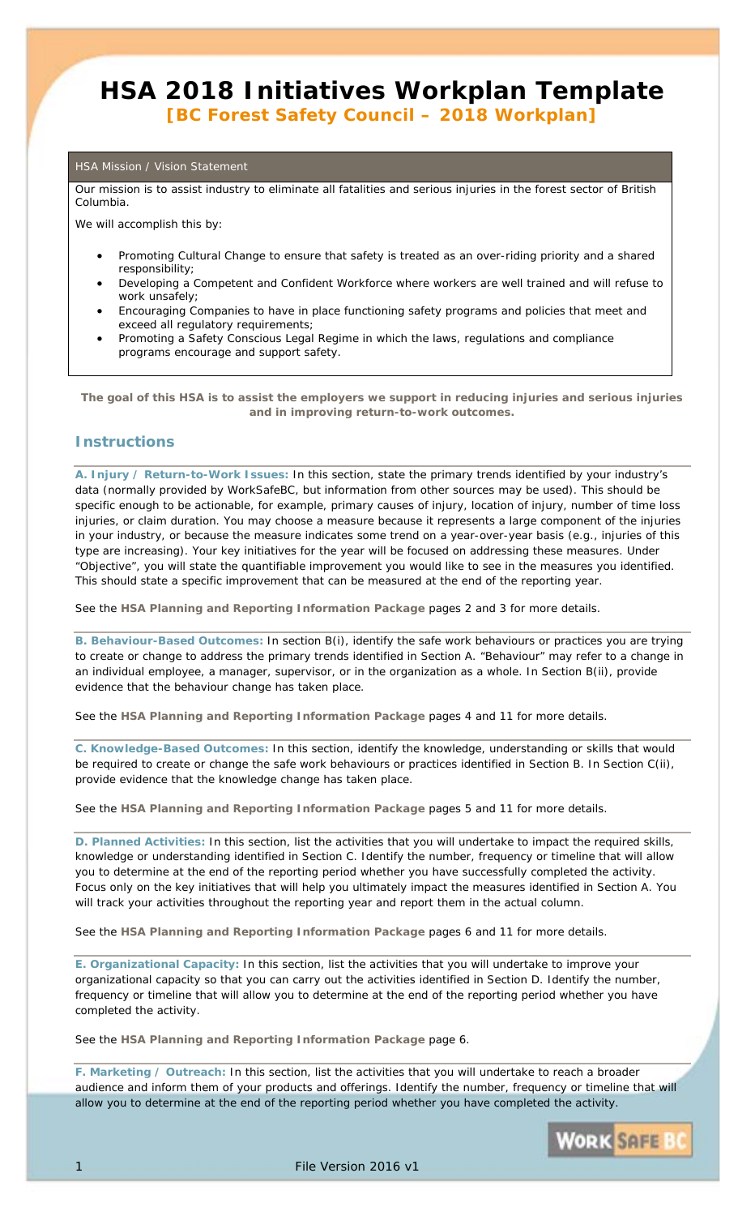# HSA 2018 Initiatives Workplan Template

**[BC Forest Safety Council – 2018 Workplan]**

## HSA Mission / Vision Statement

Our mission is to assist industry to eliminate all fatalities and serious injuries in the forest sector of British Columbia.

We will accomplish this by:

- Promoting Cultural Change to ensure that safety is treated as an over-riding priority and a shared responsibility;
- Developing a Competent and Confident Workforce where workers are well trained and will refuse to work unsafely;
- Encouraging Companies to have in place functioning safety programs and policies that meet and exceed all regulatory requirements;
- Promoting a Safety Conscious Legal Regime in which the laws, regulations and compliance programs encourage and support safety.

**The goal of this HSA is to assist the employers we support in reducing injuries and serious injuries and in improving return-to-work outcomes.**

## Instructions

**A. Injury / Return-to-Work Issues:** In this section, state the primary trends identified by your industry's data (normally provided by WorkSafeBC, but information from other sources may be used). This should be specific enough to be actionable, for example, primary causes of injury, location of injury, number of time loss injuries, or claim duration. You may choose a measure because it represents a large component of the injuries in your industry, or because the measure indicates some trend on a year-over-year basis (e.g., injuries of this type are increasing). Your key initiatives for the year will be focused on addressing these measures. Under "Objective", you will state the quantifiable improvement you would like to see in the measures you identified. This should state a specific improvement that can be measured at the end of the reporting year.

See the **HSA Planning and Reporting Information Package** pages 2 and 3 for more details.

**B. Behaviour-Based Outcomes:** In section B(i), identify the safe work behaviours or practices you are trying to create or change to address the primary trends identified in Section A. "Behaviour" may refer to a change in an individual employee, a manager, supervisor, or in the organization as a whole. In Section B(ii), provide evidence that the behaviour change has taken place.

See the **HSA Planning and Reporting Information Package** pages 4 and 11 for more details.

**C. Knowledge-Based Outcomes:** In this section, identify the knowledge, understanding or skills that would be required to create or change the safe work behaviours or practices identified in Section B. In Section C(ii), provide evidence that the knowledge change has taken place.

See the **HSA Planning and Reporting Information Package** pages 5 and 11 for more details.

**D. Planned Activities:** In this section, list the activities that you will undertake to impact the required skills, knowledge or understanding identified in Section C. Identify the number, frequency or timeline that will allow you to determine at the end of the reporting period whether you have successfully completed the activity. Focus only on the key initiatives that will help you ultimately impact the measures identified in Section A. You will track your activities throughout the reporting year and report them in the actual column.

See the **HSA Planning and Reporting Information Package** pages 6 and 11 for more details.

**E. Organizational Capacity:** In this section, list the activities that you will undertake to improve your organizational capacity so that you can carry out the activities identified in Section D. Identify the number, frequency or timeline that will allow you to determine at the end of the reporting period whether you have completed the activity.

See the **HSA Planning and Reporting Information Package** page 6.

**F. Marketing / Outreach:** In this section, list the activities that you will undertake to reach a broader audience and inform them of your products and offerings. Identify the number, frequency or timeline that will allow you to determine at the end of the reporting period whether you have completed the activity.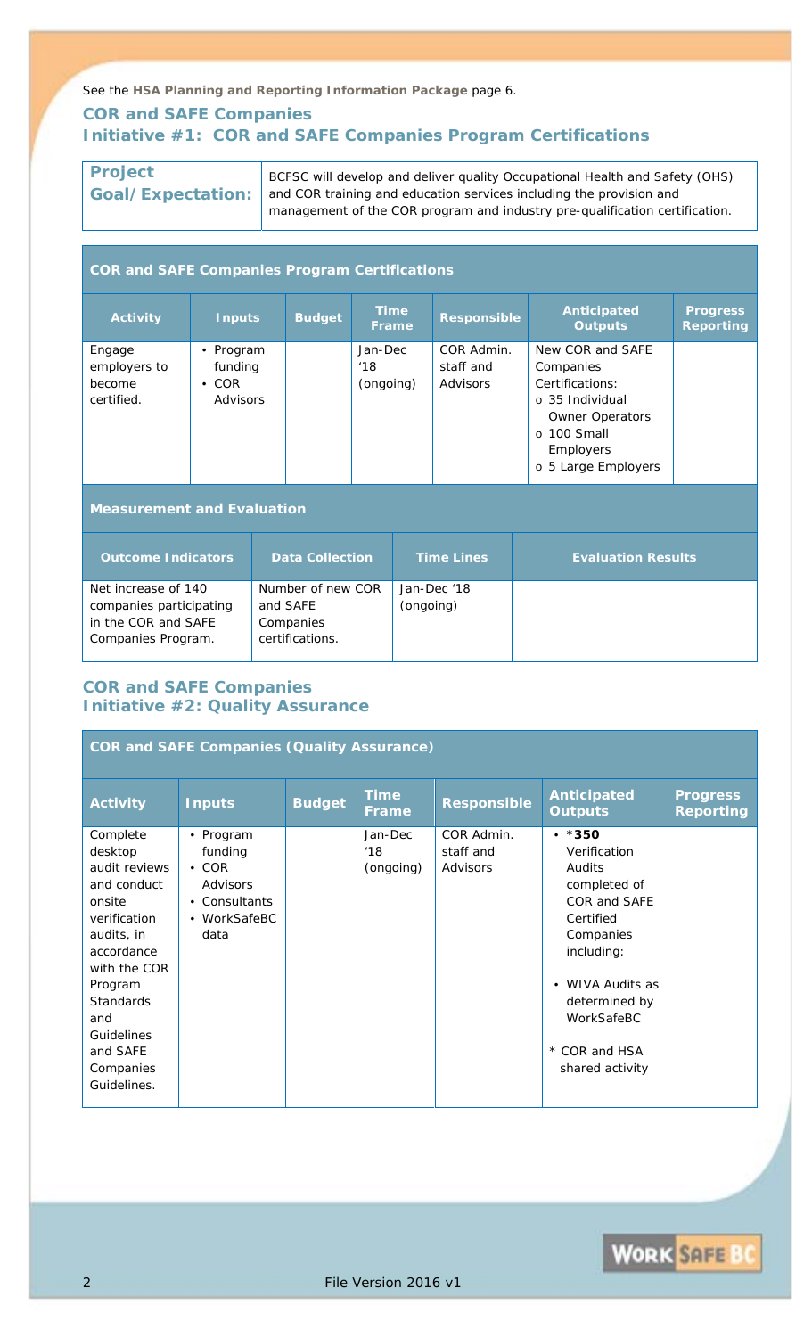See the **HSA Planning and Reporting Information Package** page 6.

## COR and SAFE Companies
## Initiative #1: COR and SAFE Companies Program Certifications

| **Project Goal/Expectation:** | BCFSC will develop and deliver quality Occupational Health and Safety (OHS) and COR training and education services including the provision and management of the COR program and industry pre-qualification certification. |
|---|---|

**COR and SAFE Companies Program Certifications**

| Activity | Inputs | Budget | Time Frame | Responsible | Anticipated Outputs | Progress Reporting |
|---|---|---|---|---|---|---|
| Engage employers to become certified. | • Program funding<br>• COR Advisors | | Jan-Dec '18 (ongoing) | COR Admin. staff and Advisors | New COR and SAFE Companies Certifications:<br>o 35 Individual Owner Operators<br>o 100 Small Employers<br>o 5 Large Employers | |

**Measurement and Evaluation**

| Outcome Indicators | Data Collection | Time Lines | Evaluation Results |
|---|---|---|---|
| Net increase of 140 companies participating in the COR and SAFE Companies Program. | Number of new COR and SAFE Companies certifications. | Jan-Dec '18 (ongoing) | |

## COR and SAFE Companies
## Initiative #2: Quality Assurance

**COR and SAFE Companies (Quality Assurance)**

| Activity | Inputs | Budget | Time Frame | Responsible | Anticipated Outputs | Progress Reporting |
|---|---|---|---|---|---|---|
| Complete desktop audit reviews and conduct onsite verification audits, in accordance with the COR Program Standards and Guidelines and SAFE Companies Guidelines. | • Program funding<br>• COR Advisors<br>• Consultants<br>• WorkSafeBC data | | Jan-Dec '18 (ongoing) | COR Admin. staff and Advisors | • ***350** Verification Audits completed of COR and SAFE Certified Companies including:<br>• WIVA Audits as determined by WorkSafeBC<br>* COR and HSA shared activity | |

File Version 2016 v1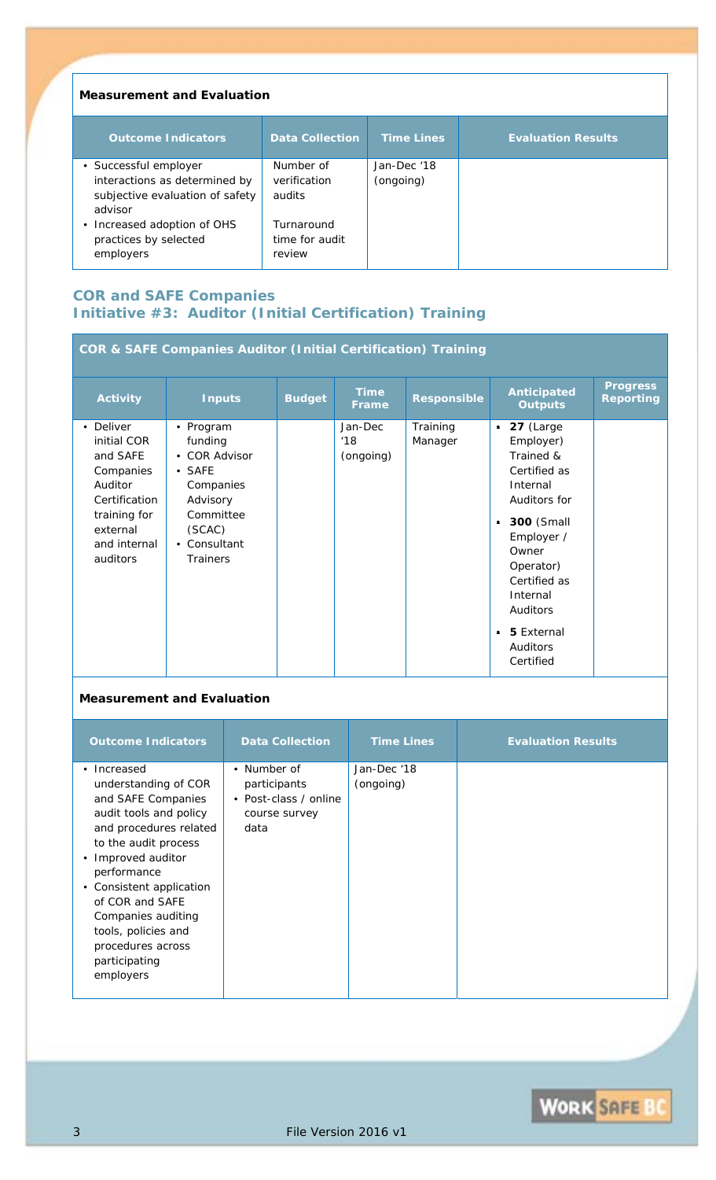**Measurement and Evaluation**

| Outcome Indicators | Data Collection | Time Lines | Evaluation Results |
|---|---|---|---|
| • Successful employer interactions as determined by subjective evaluation of safety advisor<br>• Increased adoption of OHS practices by selected employers | Number of verification audits<br><br>Turnaround time for audit review | Jan-Dec '18 (ongoing) | |

## COR and SAFE Companies
## Initiative #3: Auditor (Initial Certification) Training

| COR & SAFE Companies Auditor (Initial Certification) Training | | | | | | |
|---|---|---|---|---|---|---|
| **Activity** | **Inputs** | **Budget** | **Time Frame** | **Responsible** | **Anticipated Outputs** | **Progress Reporting** |
| • Deliver initial COR and SAFE Companies Auditor Certification training for external and internal auditors | • Program funding<br>• COR Advisor<br>• SAFE Companies Advisory Committee (SCAC)<br>• Consultant Trainers | | Jan-Dec '18 (ongoing) | Training Manager | • **27** (Large Employer) Trained & Certified as Internal Auditors for<br>• **300** (Small Employer / Owner Operator) Certified as Internal Auditors<br>• **5** External Auditors Certified | |

**Measurement and Evaluation**

| Outcome Indicators | Data Collection | Time Lines | Evaluation Results |
|---|---|---|---|
| • Increased understanding of COR and SAFE Companies audit tools and policy and procedures related to the audit process<br>• Improved auditor performance<br>• Consistent application of COR and SAFE Companies auditing tools, policies and procedures across participating employers | • Number of participants<br>• Post-class / online course survey data | Jan-Dec '18 (ongoing) | |

File Version 2016 v1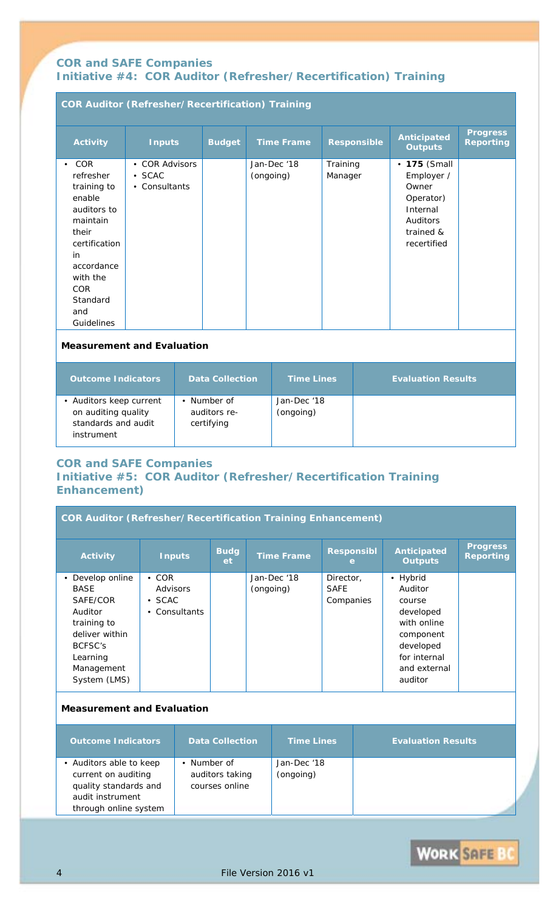## COR and SAFE Companies
## Initiative #4: COR Auditor (Refresher/Recertification) Training

**COR Auditor (Refresher/Recertification) Training**

| Activity | Inputs | Budget | Time Frame | Responsible | Anticipated Outputs | Progress Reporting |
|---|---|---|---|---|---|---|
| • COR refresher training to enable auditors to maintain their certification in accordance with the COR Standard and Guidelines | • COR Advisors<br>• SCAC<br>• Consultants | | Jan-Dec '18 (ongoing) | Training Manager | • **175** (Small Employer / Owner Operator) Internal Auditors trained & recertified | |

**Measurement and Evaluation**

| Outcome Indicators | Data Collection | Time Lines | Evaluation Results |
|---|---|---|---|
| • Auditors keep current on auditing quality standards and audit instrument | • Number of auditors re-certifying | Jan-Dec '18 (ongoing) | |

## COR and SAFE Companies
## Initiative #5: COR Auditor (Refresher/Recertification Training Enhancement)

**COR Auditor (Refresher/Recertification Training Enhancement)**

| Activity | Inputs | Budget | Time Frame | Responsible | Anticipated Outputs | Progress Reporting |
|---|---|---|---|---|---|---|
| • Develop online BASE SAFE/COR Auditor training to deliver within BCFSC's Learning Management System (LMS) | • COR Advisors<br>• SCAC<br>• Consultants | | Jan-Dec '18 (ongoing) | Director, SAFE Companies | • Hybrid Auditor course developed with online component developed for internal and external auditor | |

**Measurement and Evaluation**

| Outcome Indicators | Data Collection | Time Lines | Evaluation Results |
|---|---|---|---|
| • Auditors able to keep current on auditing quality standards and audit instrument through online system | • Number of auditors taking courses online | Jan-Dec '18 (ongoing) | |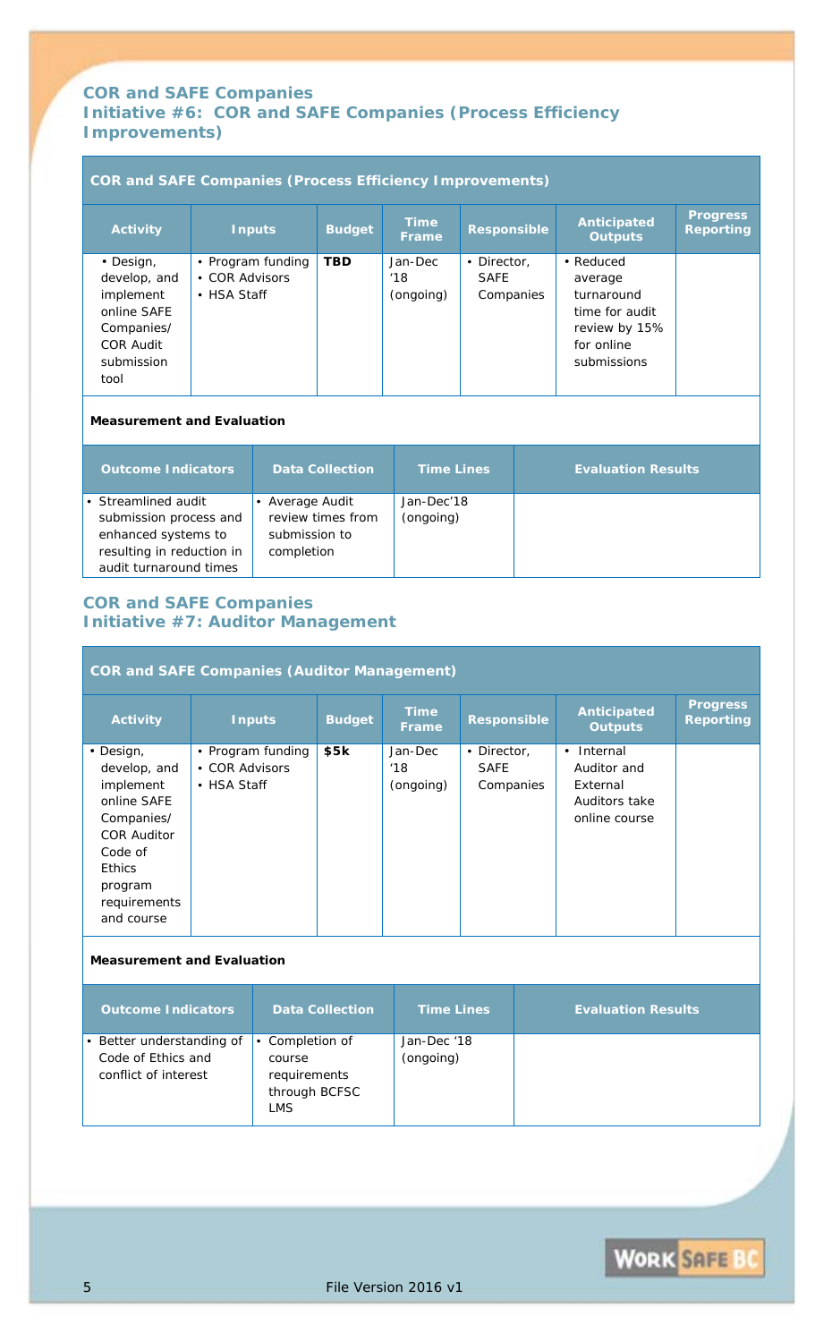## COR and SAFE Companies
## Initiative #6: COR and SAFE Companies (Process Efficiency Improvements)

| COR and SAFE Companies (Process Efficiency Improvements) | | | | | | |
|---|---|---|---|---|---|---|
| **Activity** | **Inputs** | **Budget** | **Time Frame** | **Responsible** | **Anticipated Outputs** | **Progress Reporting** |
| • Design, develop, and implement online SAFE Companies/ COR Audit submission tool | • Program funding<br>• COR Advisors<br>• HSA Staff | **TBD** | Jan-Dec '18 (ongoing) | • Director, SAFE Companies | • Reduced average turnaround time for audit review by 15% for online submissions | |

**Measurement and Evaluation**

| Outcome Indicators | Data Collection | Time Lines | Evaluation Results |
|---|---|---|---|
| • Streamlined audit submission process and enhanced systems to resulting in reduction in audit turnaround times | • Average Audit review times from submission to completion | Jan-Dec'18 (ongoing) | |

## COR and SAFE Companies
## Initiative #7: Auditor Management

| COR and SAFE Companies (Auditor Management) | | | | | | |
|---|---|---|---|---|---|---|
| **Activity** | **Inputs** | **Budget** | **Time Frame** | **Responsible** | **Anticipated Outputs** | **Progress Reporting** |
| • Design, develop, and implement online SAFE Companies/ COR Auditor Code of Ethics program requirements and course | • Program funding<br>• COR Advisors<br>• HSA Staff | **$5k** | Jan-Dec '18 (ongoing) | • Director, SAFE Companies | • Internal Auditor and External Auditors take online course | |

**Measurement and Evaluation**

| Outcome Indicators | Data Collection | Time Lines | Evaluation Results |
|---|---|---|---|
| • Better understanding of Code of Ethics and conflict of interest | • Completion of course requirements through BCFSC LMS | Jan-Dec '18 (ongoing) | |

File Version 2016 v1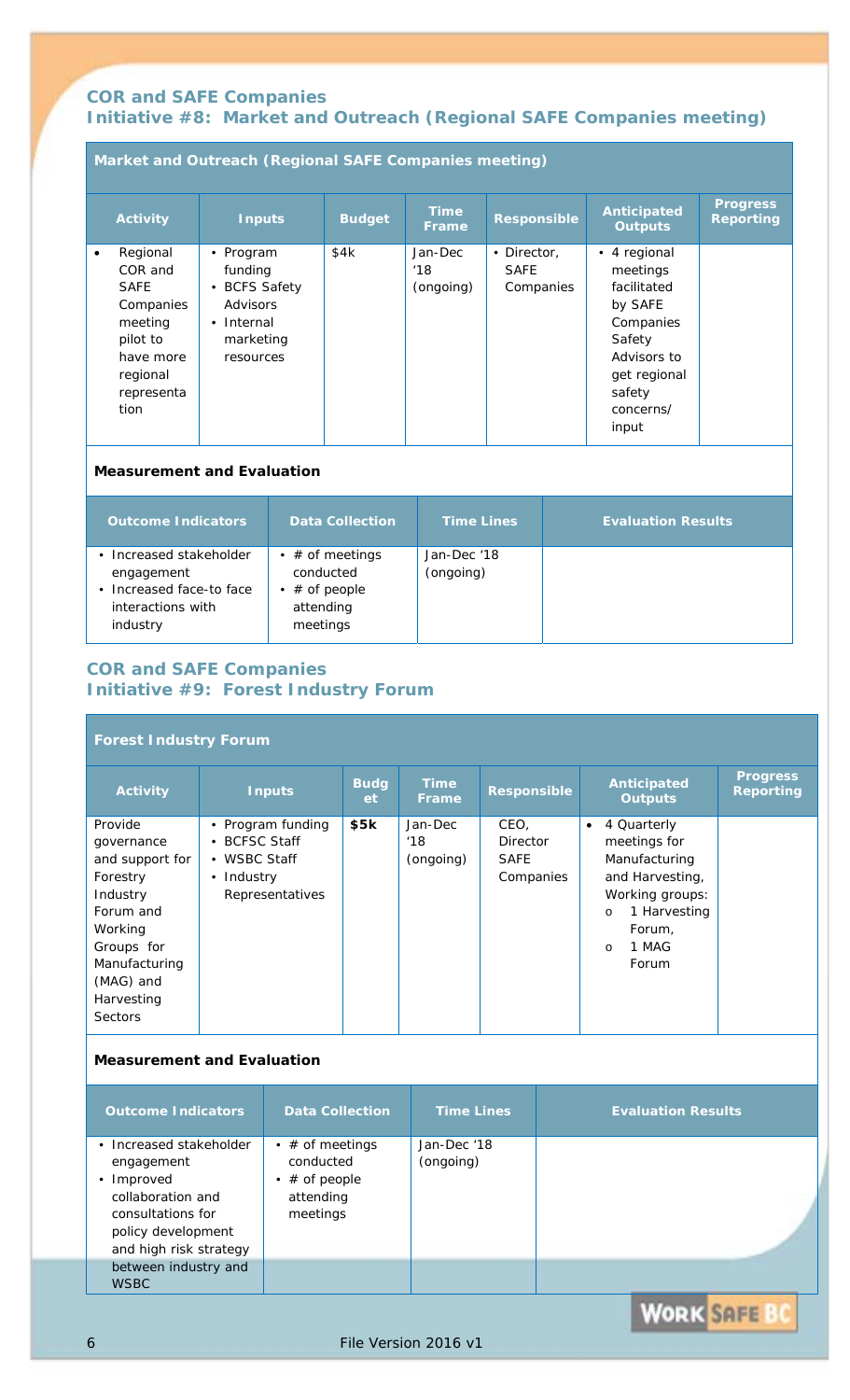## COR and SAFE Companies
## Initiative #8: Market and Outreach (Regional SAFE Companies meeting)

**Market and Outreach (Regional SAFE Companies meeting)**

| Activity | Inputs | Budget | Time Frame | Responsible | Anticipated Outputs | Progress Reporting |
|---|---|---|---|---|---|---|
| • Regional COR and SAFE Companies meeting pilot to have more regional representation | • Program funding<br>• BCFS Safety Advisors<br>• Internal marketing resources | $4k | Jan-Dec '18 (ongoing) | • Director, SAFE Companies | • 4 regional meetings facilitated by SAFE Companies Safety Advisors to get regional safety concerns/ input | |

**Measurement and Evaluation**

| Outcome Indicators | Data Collection | Time Lines | Evaluation Results |
|---|---|---|---|
| • Increased stakeholder engagement<br>• Increased face-to face interactions with industry | • # of meetings conducted<br>• # of people attending meetings | Jan-Dec '18 (ongoing) | |

## COR and SAFE Companies
## Initiative #9: Forest Industry Forum

**Forest Industry Forum**

| Activity | Inputs | Budget | Time Frame | Responsible | Anticipated Outputs | Progress Reporting |
|---|---|---|---|---|---|---|
| Provide governance and support for Forestry Industry Forum and Working Groups for Manufacturing (MAG) and Harvesting Sectors | • Program funding<br>• BCFSC Staff<br>• WSBC Staff<br>• Industry Representatives | **$5k** | Jan-Dec '18 (ongoing) | CEO, Director SAFE Companies | • 4 Quarterly meetings for Manufacturing and Harvesting, Working groups:<br>o 1 Harvesting Forum,<br>o 1 MAG Forum | |

**Measurement and Evaluation**

| Outcome Indicators | Data Collection | Time Lines | Evaluation Results |
|---|---|---|---|
| • Increased stakeholder engagement<br>• Improved collaboration and consultations for policy development and high risk strategy between industry and WSBC | • # of meetings conducted<br>• # of people attending meetings | Jan-Dec '18 (ongoing) | |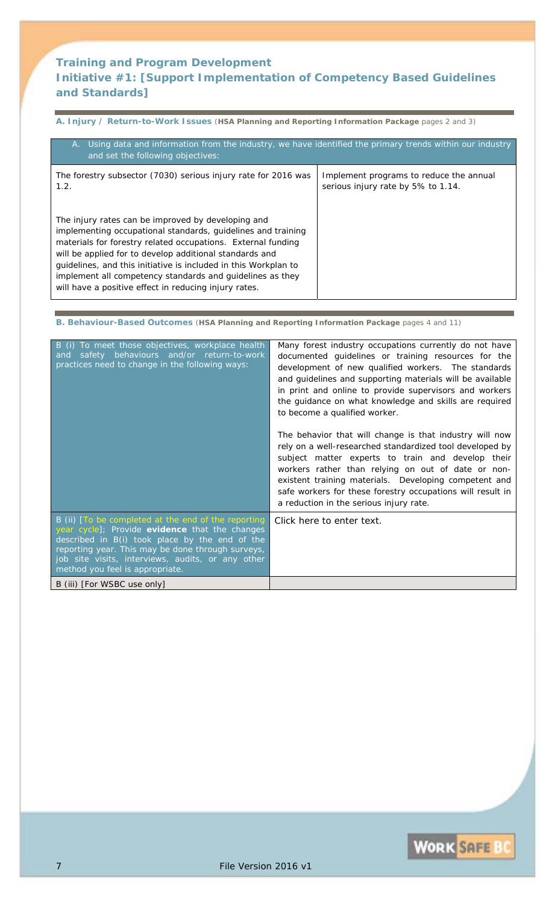## Training and Program Development

## Initiative #1: [Support Implementation of Competency Based Guidelines and Standards]

**A. Injury / Return-to-Work Issues** (**HSA Planning and Reporting Information Package** pages 2 and 3)

| A. Using data and information from the industry, we have identified the primary trends within our industry and set the following objectives: | |
|---|---|
| The forestry subsector (7030) serious injury rate for 2016 was 1.2.<br><br>The injury rates can be improved by developing and implementing occupational standards, guidelines and training materials for forestry related occupations. External funding will be applied for to develop additional standards and guidelines, and this initiative is included in this Workplan to implement all competency standards and guidelines as they will have a positive effect in reducing injury rates. | Implement programs to reduce the annual serious injury rate by 5% to 1.14. |

**B. Behaviour-Based Outcomes** (**HSA Planning and Reporting Information Package** pages 4 and 11)

| | |
|---|---|
| B (i) To meet those objectives, workplace health and safety behaviours and/or return-to-work practices need to change in the following ways: | Many forest industry occupations currently do not have documented guidelines or training resources for the development of new qualified workers. The standards and guidelines and supporting materials will be available in print and online to provide supervisors and workers the guidance on what knowledge and skills are required to become a qualified worker.<br><br>The behavior that will change is that industry will now rely on a well-researched standardized tool developed by subject matter experts to train and develop their workers rather than relying on out of date or non-existent training materials. Developing competent and safe workers for these forestry occupations will result in a reduction in the serious injury rate. |
| B (ii) [To be completed at the end of the reporting year cycle]; Provide **evidence** that the changes described in B(i) took place by the end of the reporting year. This may be done through surveys, job site visits, interviews, audits, or any other method you feel is appropriate. | Click here to enter text. |
| B (iii) [For WSBC use only] | |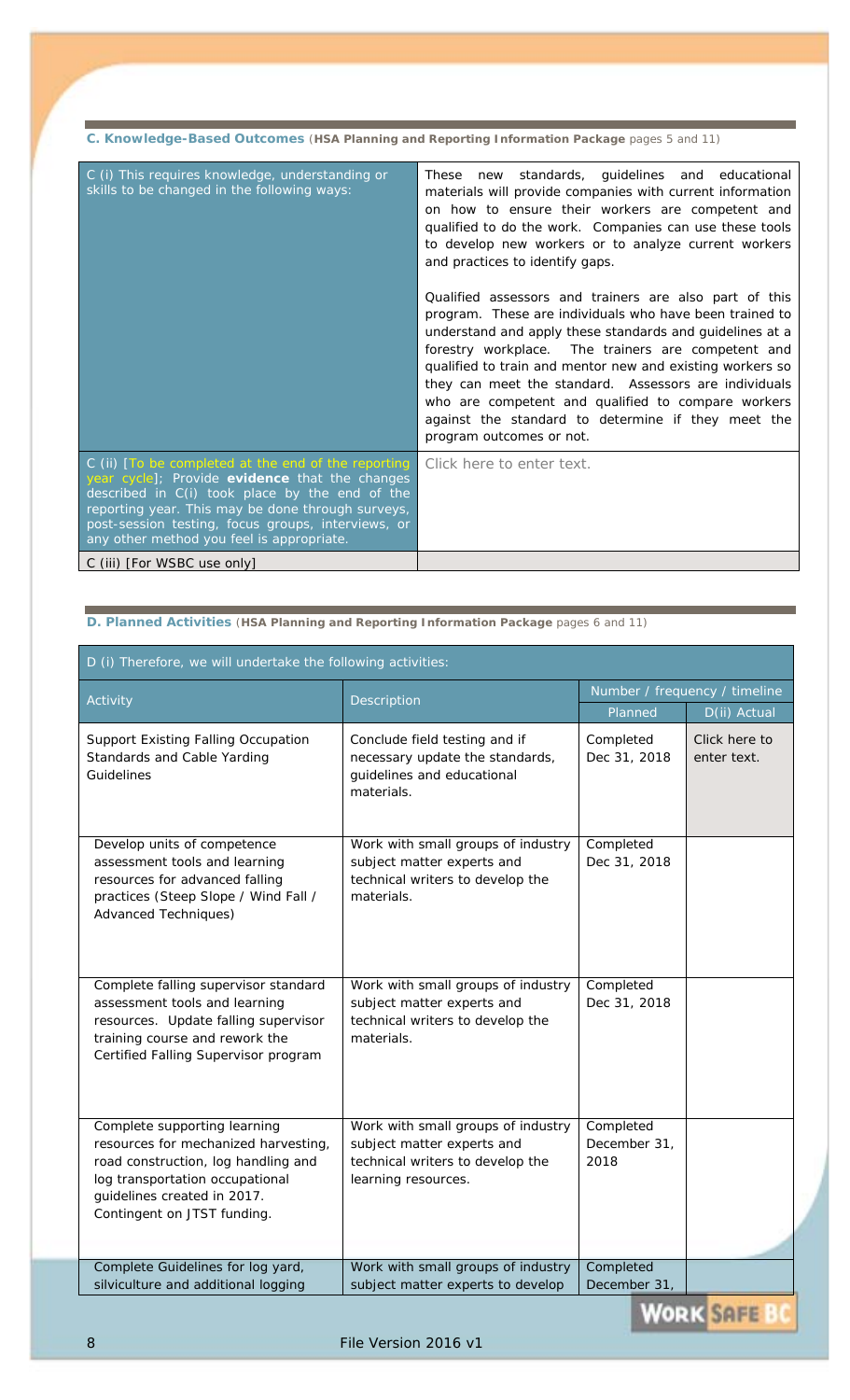## C. Knowledge-Based Outcomes (**HSA Planning and Reporting Information Package** pages 5 and 11)

| | |
|---|---|
| C (i) This requires knowledge, understanding or skills to be changed in the following ways: | These new standards, guidelines and educational materials will provide companies with current information on how to ensure their workers are competent and qualified to do the work. Companies can use these tools to develop new workers or to analyze current workers and practices to identify gaps.<br><br>Qualified assessors and trainers are also part of this program. These are individuals who have been trained to understand and apply these standards and guidelines at a forestry workplace. The trainers are competent and qualified to train and mentor new and existing workers so they can meet the standard. Assessors are individuals who are competent and qualified to compare workers against the standard to determine if they meet the program outcomes or not. |
| C (ii) [To be completed at the end of the reporting year cycle]; Provide **evidence** that the changes described in C(i) took place by the end of the reporting year. This may be done through surveys, post-session testing, focus groups, interviews, or any other method you feel is appropriate. | Click here to enter text. |
| C (iii) [For WSBC use only] | |

## D. Planned Activities (**HSA Planning and Reporting Information Package** pages 6 and 11)

D (i) Therefore, we will undertake the following activities:

| Activity | Description | Number / frequency / timeline | |
|---|---|---|---|
| | | Planned | D(ii) Actual |
| Support Existing Falling Occupation Standards and Cable Yarding Guidelines | Conclude field testing and if necessary update the standards, guidelines and educational materials. | Completed Dec 31, 2018 | Click here to enter text. |
| Develop units of competence assessment tools and learning resources for advanced falling practices (Steep Slope / Wind Fall / Advanced Techniques) | Work with small groups of industry subject matter experts and technical writers to develop the materials. | Completed Dec 31, 2018 | |
| Complete falling supervisor standard assessment tools and learning resources. Update falling supervisor training course and rework the Certified Falling Supervisor program | Work with small groups of industry subject matter experts and technical writers to develop the materials. | Completed Dec 31, 2018 | |
| Complete supporting learning resources for mechanized harvesting, road construction, log handling and log transportation occupational guidelines created in 2017. Contingent on JTST funding. | Work with small groups of industry subject matter experts and technical writers to develop the learning resources. | Completed December 31, 2018 | |
| Complete Guidelines for log yard, silviculture and additional logging | Work with small groups of industry subject matter experts to develop | Completed December 31, | |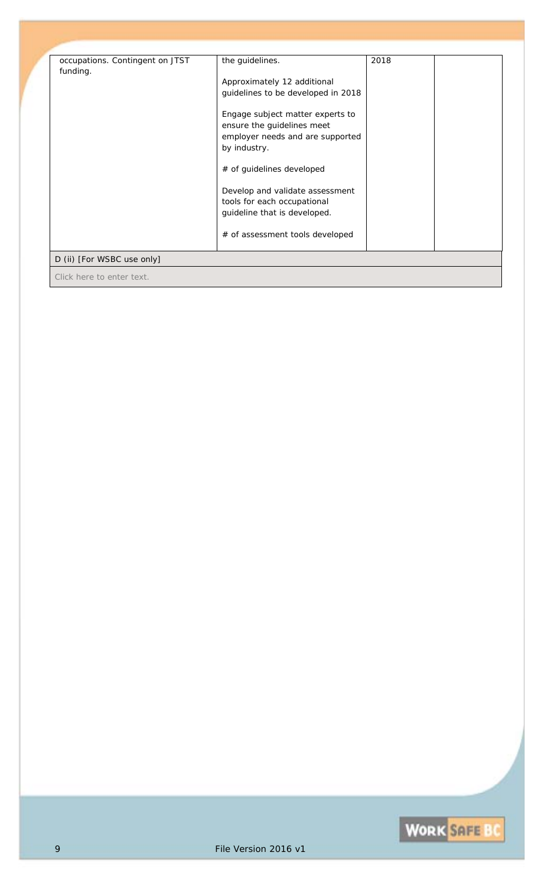| | | | |
|---|---|---|---|
| occupations. Contingent on JTST funding. | the guidelines.<br><br>Approximately 12 additional guidelines to be developed in 2018<br><br>Engage subject matter experts to ensure the guidelines meet employer needs and are supported by industry.<br><br># of guidelines developed<br><br>Develop and validate assessment tools for each occupational guideline that is developed.<br><br># of assessment tools developed | 2018 | |
| D (ii) [For WSBC use only] | | | |
| Click here to enter text. | | | |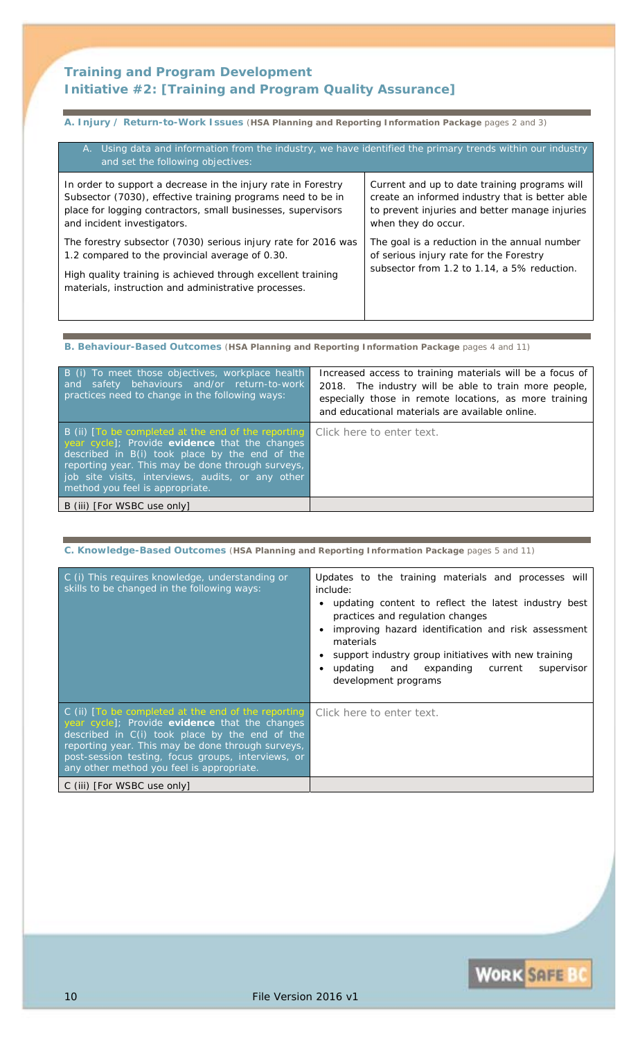## Training and Program Development

## Initiative #2: [Training and Program Quality Assurance]

### A. Injury / Return-to-Work Issues (HSA Planning and Reporting Information Package pages 2 and 3)

| A. Using data and information from the industry, we have identified the primary trends within our industry and set the following objectives: | |
|---|---|
| In order to support a decrease in the injury rate in Forestry Subsector (7030), effective training programs need to be in place for logging contractors, small businesses, supervisors and incident investigators.<br><br>The forestry subsector (7030) serious injury rate for 2016 was 1.2 compared to the provincial average of 0.30.<br><br>High quality training is achieved through excellent training materials, instruction and administrative processes. | Current and up to date training programs will create an informed industry that is better able to prevent injuries and better manage injuries when they do occur.<br><br>The goal is a reduction in the annual number of serious injury rate for the Forestry subsector from 1.2 to 1.14, a 5% reduction. |

### B. Behaviour-Based Outcomes (HSA Planning and Reporting Information Package pages 4 and 11)

| | |
|---|---|
| B (i) To meet those objectives, workplace health and safety behaviours and/or return-to-work practices need to change in the following ways: | Increased access to training materials will be a focus of 2018. The industry will be able to train more people, especially those in remote locations, as more training and educational materials are available online. |
| B (ii) [To be completed at the end of the reporting year cycle]; Provide **evidence** that the changes described in B(i) took place by the end of the reporting year. This may be done through surveys, job site visits, interviews, audits, or any other method you feel is appropriate. | Click here to enter text. |
| B (iii) [For WSBC use only] | |

### C. Knowledge-Based Outcomes (HSA Planning and Reporting Information Package pages 5 and 11)

| | |
|---|---|
| C (i) This requires knowledge, understanding or skills to be changed in the following ways: | Updates to the training materials and processes will include:<br>• updating content to reflect the latest industry best practices and regulation changes<br>• improving hazard identification and risk assessment materials<br>• support industry group initiatives with new training<br>• updating and expanding current supervisor development programs |
| C (ii) [To be completed at the end of the reporting year cycle]; Provide **evidence** that the changes described in C(i) took place by the end of the reporting year. This may be done through surveys, post-session testing, focus groups, interviews, or any other method you feel is appropriate. | Click here to enter text. |
| C (iii) [For WSBC use only] | |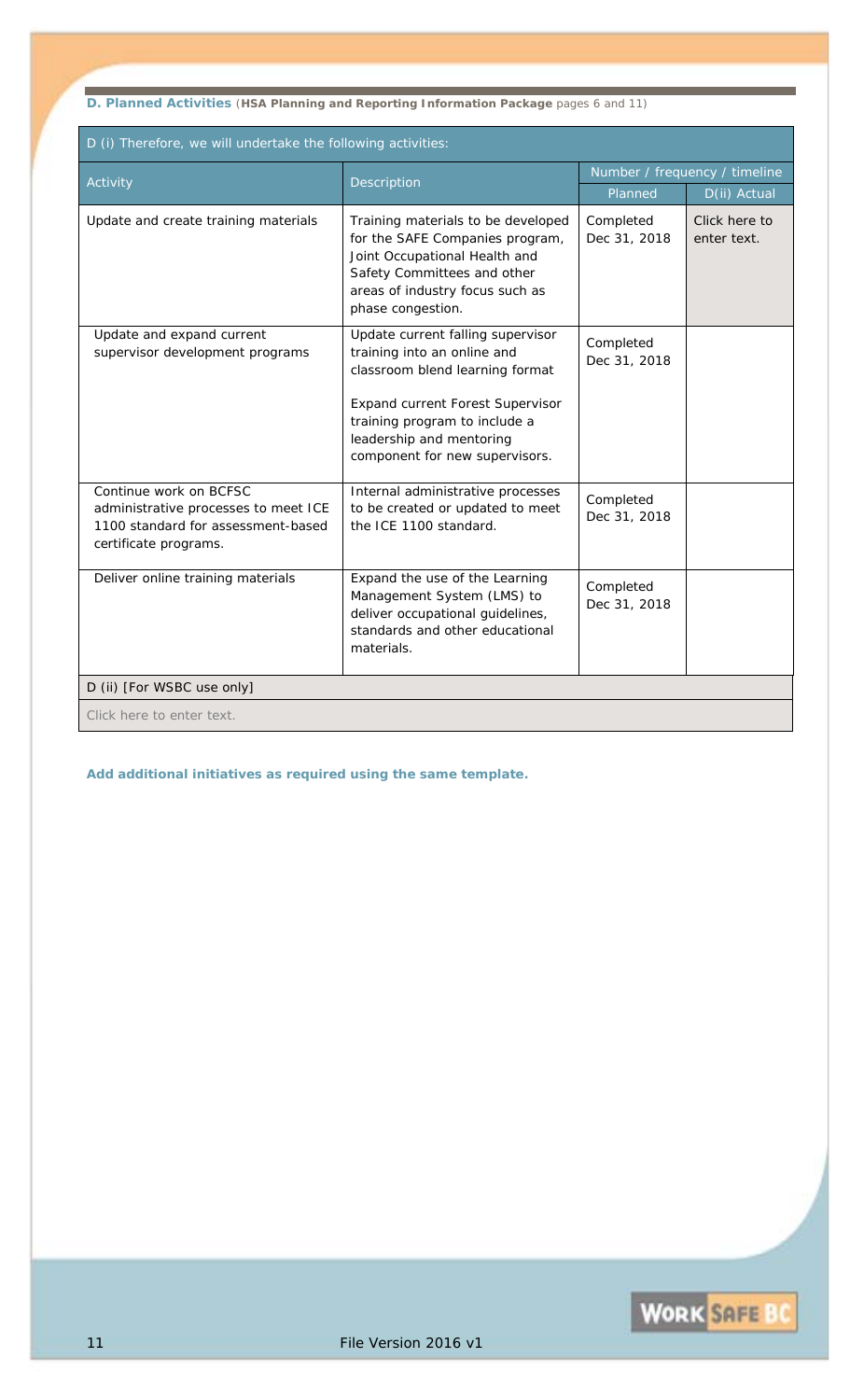**D. Planned Activities** (**HSA Planning and Reporting Information Package** pages 6 and 11)

| D (i) Therefore, we will undertake the following activities: | | | |
|---|---|---|---|
| Activity | Description | Number / frequency / timeline | |
| | | Planned | D(ii) Actual |
| Update and create training materials | Training materials to be developed for the SAFE Companies program, Joint Occupational Health and Safety Committees and other areas of industry focus such as phase congestion. | Completed Dec 31, 2018 | Click here to enter text. |
| Update and expand current supervisor development programs | Update current falling supervisor training into an online and classroom blend learning format<br><br>Expand current Forest Supervisor training program to include a leadership and mentoring component for new supervisors. | Completed Dec 31, 2018 | |
| Continue work on BCFSC administrative processes to meet ICE 1100 standard for assessment-based certificate programs. | Internal administrative processes to be created or updated to meet the ICE 1100 standard. | Completed Dec 31, 2018 | |
| Deliver online training materials | Expand the use of the Learning Management System (LMS) to deliver occupational guidelines, standards and other educational materials. | Completed Dec 31, 2018 | |
| D (ii) [For WSBC use only] | | | |
| Click here to enter text. | | | |

**Add additional initiatives as required using the same template.**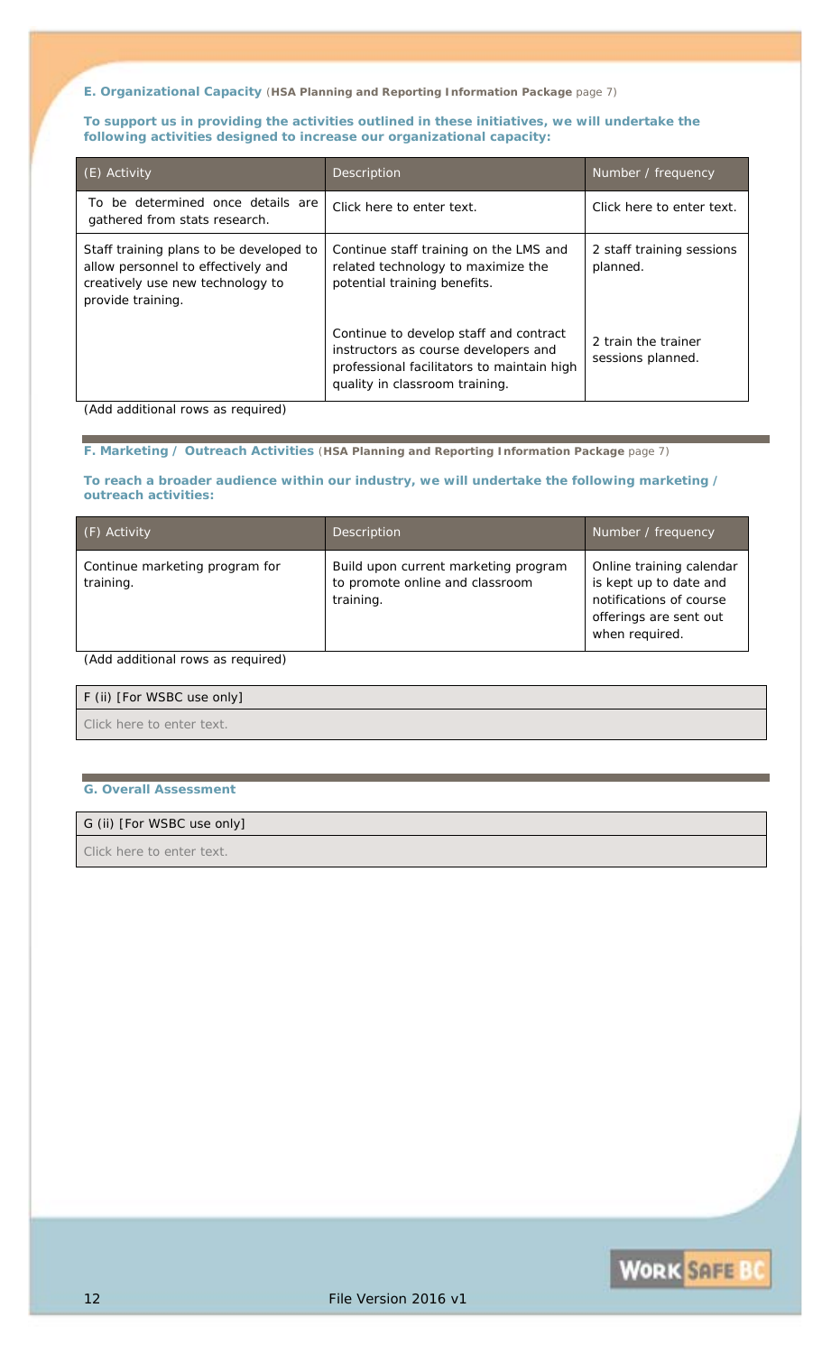### E. Organizational Capacity (**HSA Planning and Reporting Information Package** page 7)

**To support us in providing the activities outlined in these initiatives, we will undertake the following activities designed to increase our organizational capacity:**

| (E) Activity | Description | Number / frequency |
|---|---|---|
| To be determined once details are gathered from stats research. | Click here to enter text. | Click here to enter text. |
| Staff training plans to be developed to allow personnel to effectively and creatively use new technology to provide training. | Continue staff training on the LMS and related technology to maximize the potential training benefits. | 2 staff training sessions planned. |
| | Continue to develop staff and contract instructors as course developers and professional facilitators to maintain high quality in classroom training. | 2 train the trainer sessions planned. |

(Add additional rows as required)

### F. Marketing / Outreach Activities (**HSA Planning and Reporting Information Package** page 7)

**To reach a broader audience within our industry, we will undertake the following marketing / outreach activities:**

| (F) Activity | Description | Number / frequency |
|---|---|---|
| Continue marketing program for training. | Build upon current marketing program to promote online and classroom training. | Online training calendar is kept up to date and notifications of course offerings are sent out when required. |

(Add additional rows as required)

| F (ii) [For WSBC use only] |
|---|
| Click here to enter text. |

### G. Overall Assessment

| G (ii) [For WSBC use only] |
|---|
| Click here to enter text. |

File Version 2016 v1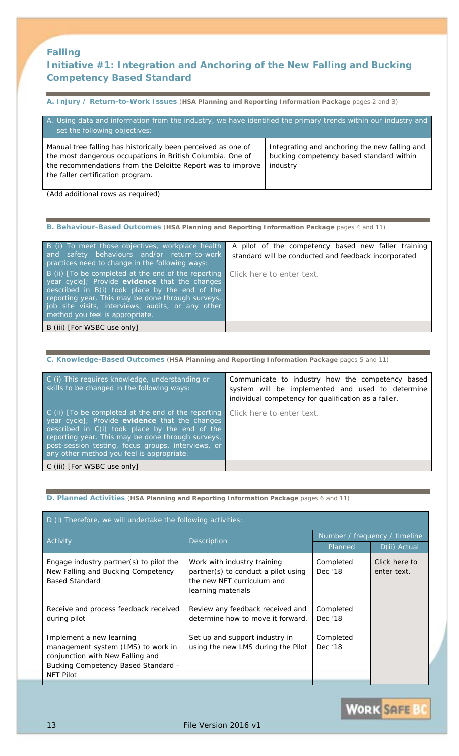## Falling

## Initiative #1: Integration and Anchoring of the New Falling and Bucking Competency Based Standard

**A. Injury / Return-to-Work Issues** (**HSA Planning and Reporting Information Package** pages 2 and 3)

| A. Using data and information from the industry, we have identified the primary trends within our industry and set the following objectives: | |
|---|---|
| Manual tree falling has historically been perceived as one of the most dangerous occupations in British Columbia. One of the recommendations from the Deloitte Report was to improve the faller certification program. | Integrating and anchoring the new falling and bucking competency based standard within industry |

(Add additional rows as required)

**B. Behaviour-Based Outcomes** (**HSA Planning and Reporting Information Package** pages 4 and 11)

| | |
|---|---|
| B (i) To meet those objectives, workplace health and safety behaviours and/or return-to-work practices need to change in the following ways: | A pilot of the competency based new faller training standard will be conducted and feedback incorporated |
| B (ii) [To be completed at the end of the reporting year cycle]; Provide **evidence** that the changes described in B(i) took place by the end of the reporting year. This may be done through surveys, job site visits, interviews, audits, or any other method you feel is appropriate. | Click here to enter text. |
| B (iii) [For WSBC use only] | |

**C. Knowledge-Based Outcomes** (**HSA Planning and Reporting Information Package** pages 5 and 11)

| | |
|---|---|
| C (i) This requires knowledge, understanding or skills to be changed in the following ways: | Communicate to industry how the competency based system will be implemented and used to determine individual competency for qualification as a faller. |
| C (ii) [To be completed at the end of the reporting year cycle]; Provide **evidence** that the changes described in C(i) took place by the end of the reporting year. This may be done through surveys, post-session testing, focus groups, interviews, or any other method you feel is appropriate. | Click here to enter text. |
| C (iii) [For WSBC use only] | |

**D. Planned Activities** (**HSA Planning and Reporting Information Package** pages 6 and 11)

D (i) Therefore, we will undertake the following activities:

| Activity | Description | Number / frequency / timeline | |
|---|---|---|---|
| | | Planned | D(ii) Actual |
| Engage industry partner(s) to pilot the New Falling and Bucking Competency Based Standard | Work with industry training partner(s) to conduct a pilot using the new NFT curriculum and learning materials | Completed Dec '18 | Click here to enter text. |
| Receive and process feedback received during pilot | Review any feedback received and determine how to move it forward. | Completed Dec '18 | |
| Implement a new learning management system (LMS) to work in conjunction with New Falling and Bucking Competency Based Standard – NFT Pilot | Set up and support industry in using the new LMS during the Pilot | Completed Dec '18 | |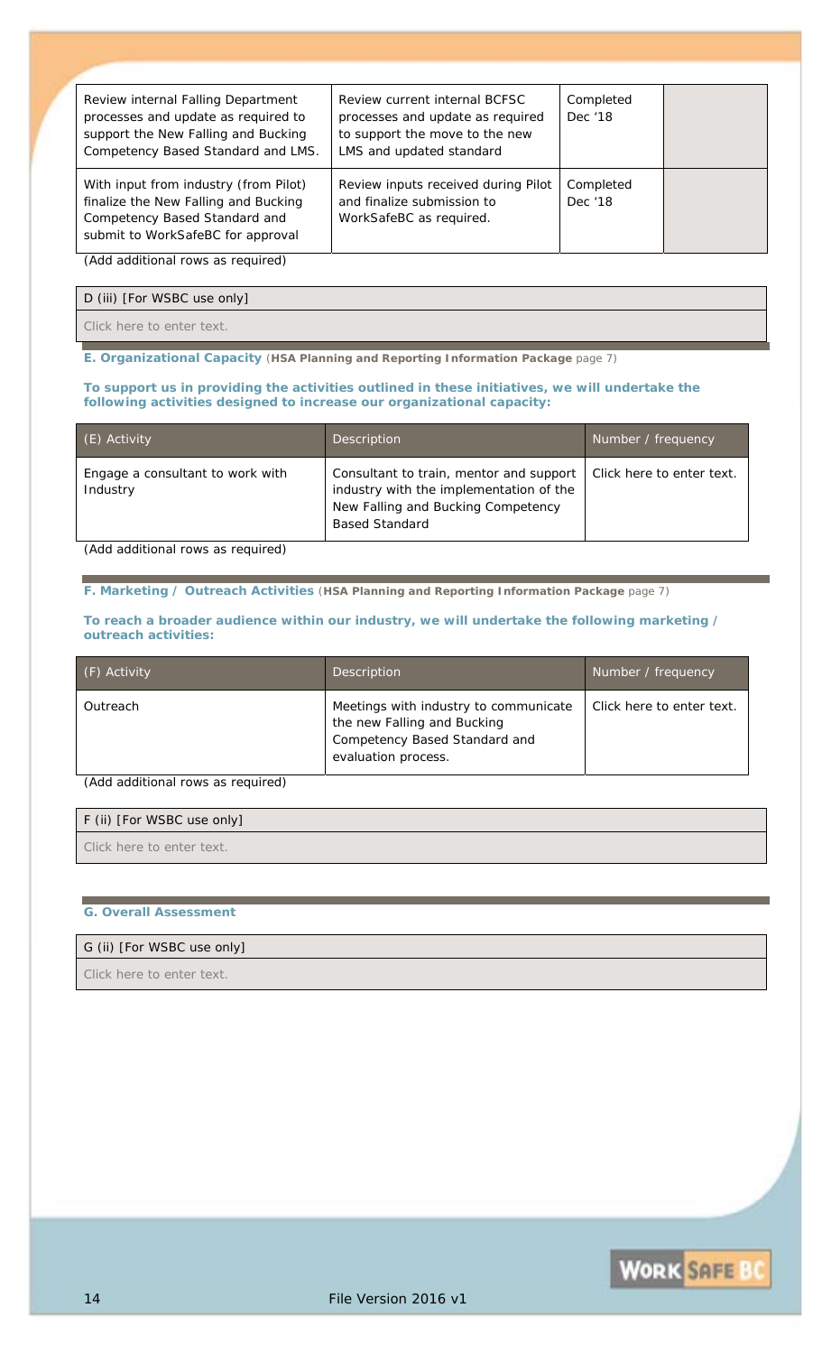| | | | |
|---|---|---|---|
| Review internal Falling Department processes and update as required to support the New Falling and Bucking Competency Based Standard and LMS. | Review current internal BCFSC processes and update as required to support the move to the new LMS and updated standard | Completed Dec '18 | |
| With input from industry (from Pilot) finalize the New Falling and Bucking Competency Based Standard and submit to WorkSafeBC for approval | Review inputs received during Pilot and finalize submission to WorkSafeBC as required. | Completed Dec '18 | |

(Add additional rows as required)

| D (iii) [For WSBC use only] |
|---|
| Click here to enter text. |

**E. Organizational Capacity** (**HSA Planning and Reporting Information Package** page 7)

**To support us in providing the activities outlined in these initiatives, we will undertake the following activities designed to increase our organizational capacity:**

| (E) Activity | Description | Number / frequency |
|---|---|---|
| Engage a consultant to work with Industry | Consultant to train, mentor and support industry with the implementation of the New Falling and Bucking Competency Based Standard | Click here to enter text. |

(Add additional rows as required)

**F. Marketing / Outreach Activities** (**HSA Planning and Reporting Information Package** page 7)

**To reach a broader audience within our industry, we will undertake the following marketing / outreach activities:**

| (F) Activity | Description | Number / frequency |
|---|---|---|
| Outreach | Meetings with industry to communicate the new Falling and Bucking Competency Based Standard and evaluation process. | Click here to enter text. |

(Add additional rows as required)

| F (ii) [For WSBC use only] |
|---|
| Click here to enter text. |

**G. Overall Assessment**

| G (ii) [For WSBC use only] |
|---|
| Click here to enter text. |

File Version 2016 v1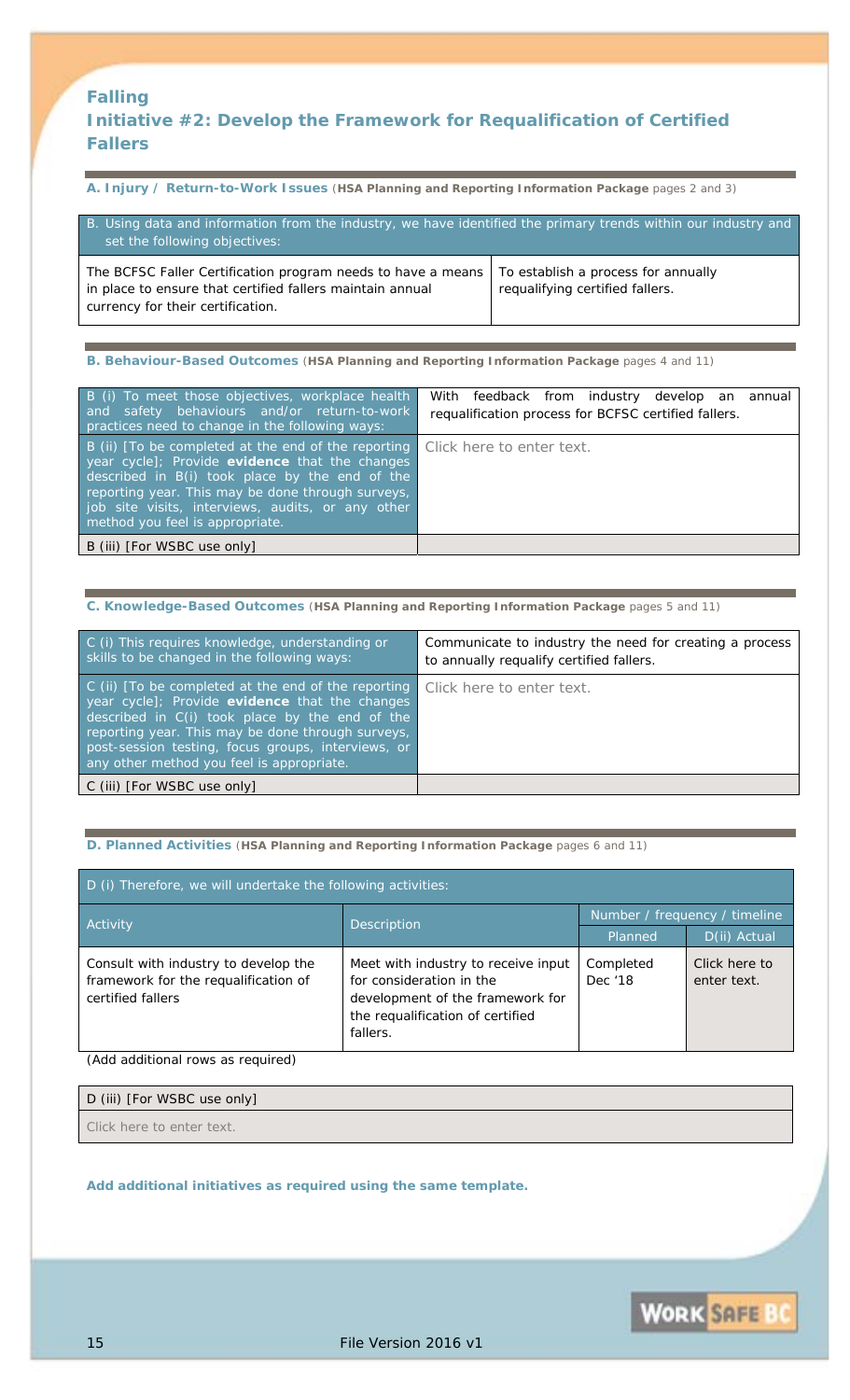## Falling
## Initiative #2: Develop the Framework for Requalification of Certified Fallers

**A. Injury / Return-to-Work Issues** (**HSA Planning and Reporting Information Package** pages 2 and 3)

| B. Using data and information from the industry, we have identified the primary trends within our industry and set the following objectives: | |
|---|---|
| The BCFSC Faller Certification program needs to have a means in place to ensure that certified fallers maintain annual currency for their certification. | To establish a process for annually requalifying certified fallers. |

**B. Behaviour-Based Outcomes** (**HSA Planning and Reporting Information Package** pages 4 and 11)

| | |
|---|---|
| B (i) To meet those objectives, workplace health and safety behaviours and/or return-to-work practices need to change in the following ways: | With feedback from industry develop an annual requalification process for BCFSC certified fallers. |
| B (ii) [To be completed at the end of the reporting year cycle]; Provide **evidence** that the changes described in B(i) took place by the end of the reporting year. This may be done through surveys, job site visits, interviews, audits, or any other method you feel is appropriate. | Click here to enter text. |
| B (iii) [For WSBC use only] | |

**C. Knowledge-Based Outcomes** (**HSA Planning and Reporting Information Package** pages 5 and 11)

| | |
|---|---|
| C (i) This requires knowledge, understanding or skills to be changed in the following ways: | Communicate to industry the need for creating a process to annually requalify certified fallers. |
| C (ii) [To be completed at the end of the reporting year cycle]; Provide **evidence** that the changes described in C(i) took place by the end of the reporting year. This may be done through surveys, post-session testing, focus groups, interviews, or any other method you feel is appropriate. | Click here to enter text. |
| C (iii) [For WSBC use only] | |

**D. Planned Activities** (**HSA Planning and Reporting Information Package** pages 6 and 11)

D (i) Therefore, we will undertake the following activities:

| Activity | Description | Number / frequency / timeline | |
|---|---|---|---|
| | | Planned | D(ii) Actual |
| Consult with industry to develop the framework for the requalification of certified fallers | Meet with industry to receive input for consideration in the development of the framework for the requalification of certified fallers. | Completed Dec '18 | Click here to enter text. |

(Add additional rows as required)

| D (iii) [For WSBC use only] |
|---|
| Click here to enter text. |

**Add additional initiatives as required using the same template.**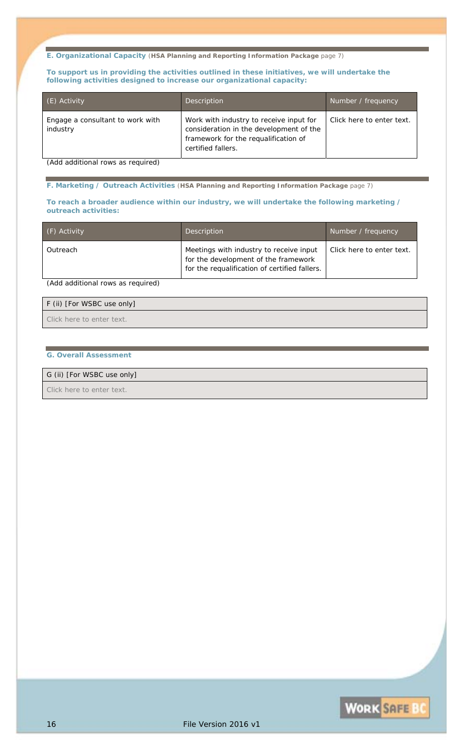### E. Organizational Capacity (**HSA Planning and Reporting Information Package** page 7)

**To support us in providing the activities outlined in these initiatives, we will undertake the following activities designed to increase our organizational capacity:**

| (E) Activity | Description | Number / frequency |
|---|---|---|
| Engage a consultant to work with industry | Work with industry to receive input for consideration in the development of the framework for the requalification of certified fallers. | Click here to enter text. |

(Add additional rows as required)

### F. Marketing / Outreach Activities (**HSA Planning and Reporting Information Package** page 7)

**To reach a broader audience within our industry, we will undertake the following marketing / outreach activities:**

| (F) Activity | Description | Number / frequency |
|---|---|---|
| Outreach | Meetings with industry to receive input for the development of the framework for the requalification of certified fallers. | Click here to enter text. |

(Add additional rows as required)

| F (ii) [For WSBC use only] |
|---|
| Click here to enter text. |

### G. Overall Assessment

| G (ii) [For WSBC use only] |
|---|
| Click here to enter text. |

File Version 2016 v1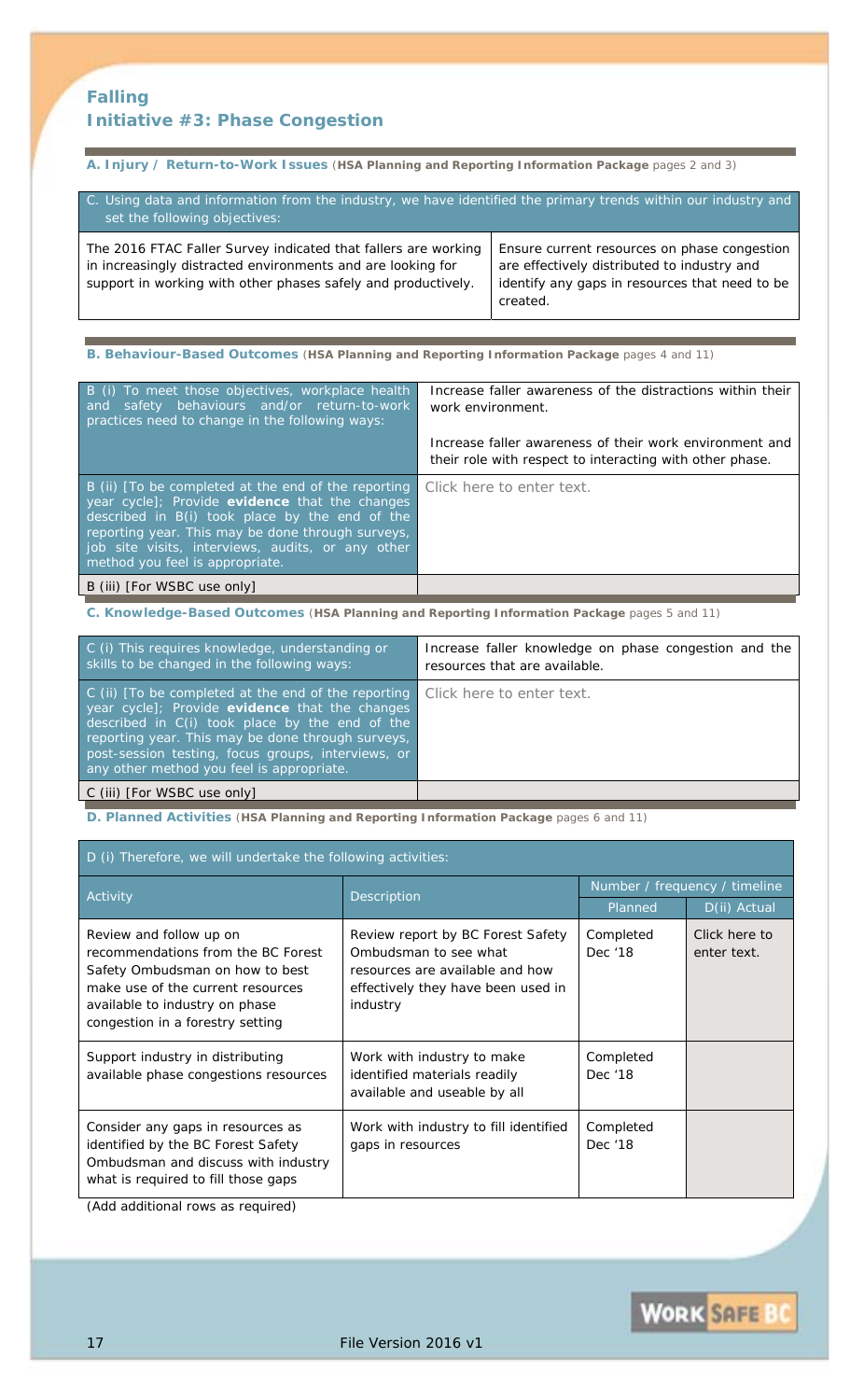## Falling
## Initiative #3: Phase Congestion

**A. Injury / Return-to-Work Issues** (**HSA Planning and Reporting Information Package** pages 2 and 3)

| C. Using data and information from the industry, we have identified the primary trends within our industry and set the following objectives: | |
|---|---|
| The 2016 FTAC Faller Survey indicated that fallers are working in increasingly distracted environments and are looking for support in working with other phases safely and productively. | Ensure current resources on phase congestion are effectively distributed to industry and identify any gaps in resources that need to be created. |

**B. Behaviour-Based Outcomes** (**HSA Planning and Reporting Information Package** pages 4 and 11)

| | |
|---|---|
| B (i) To meet those objectives, workplace health and safety behaviours and/or return-to-work practices need to change in the following ways: | Increase faller awareness of the distractions within their work environment.<br><br>Increase faller awareness of their work environment and their role with respect to interacting with other phase. |
| B (ii) [To be completed at the end of the reporting year cycle]; Provide **evidence** that the changes described in B(i) took place by the end of the reporting year. This may be done through surveys, job site visits, interviews, audits, or any other method you feel is appropriate. | Click here to enter text. |
| B (iii) [For WSBC use only] | |

**C. Knowledge-Based Outcomes** (**HSA Planning and Reporting Information Package** pages 5 and 11)

| | |
|---|---|
| C (i) This requires knowledge, understanding or skills to be changed in the following ways: | Increase faller knowledge on phase congestion and the resources that are available. |
| C (ii) [To be completed at the end of the reporting year cycle]; Provide **evidence** that the changes described in C(i) took place by the end of the reporting year. This may be done through surveys, post-session testing, focus groups, interviews, or any other method you feel is appropriate. | Click here to enter text. |
| C (iii) [For WSBC use only] | |

**D. Planned Activities** (**HSA Planning and Reporting Information Package** pages 6 and 11)

D (i) Therefore, we will undertake the following activities:

| Activity | Description | Number / frequency / timeline | |
|---|---|---|---|
| | | Planned | D(ii) Actual |
| Review and follow up on recommendations from the BC Forest Safety Ombudsman on how to best make use of the current resources available to industry on phase congestion in a forestry setting | Review report by BC Forest Safety Ombudsman to see what resources are available and how effectively they have been used in industry | Completed Dec '18 | Click here to enter text. |
| Support industry in distributing available phase congestions resources | Work with industry to make identified materials readily available and useable by all | Completed Dec '18 | |
| Consider any gaps in resources as identified by the BC Forest Safety Ombudsman and discuss with industry what is required to fill those gaps | Work with industry to fill identified gaps in resources | Completed Dec '18 | |

(Add additional rows as required)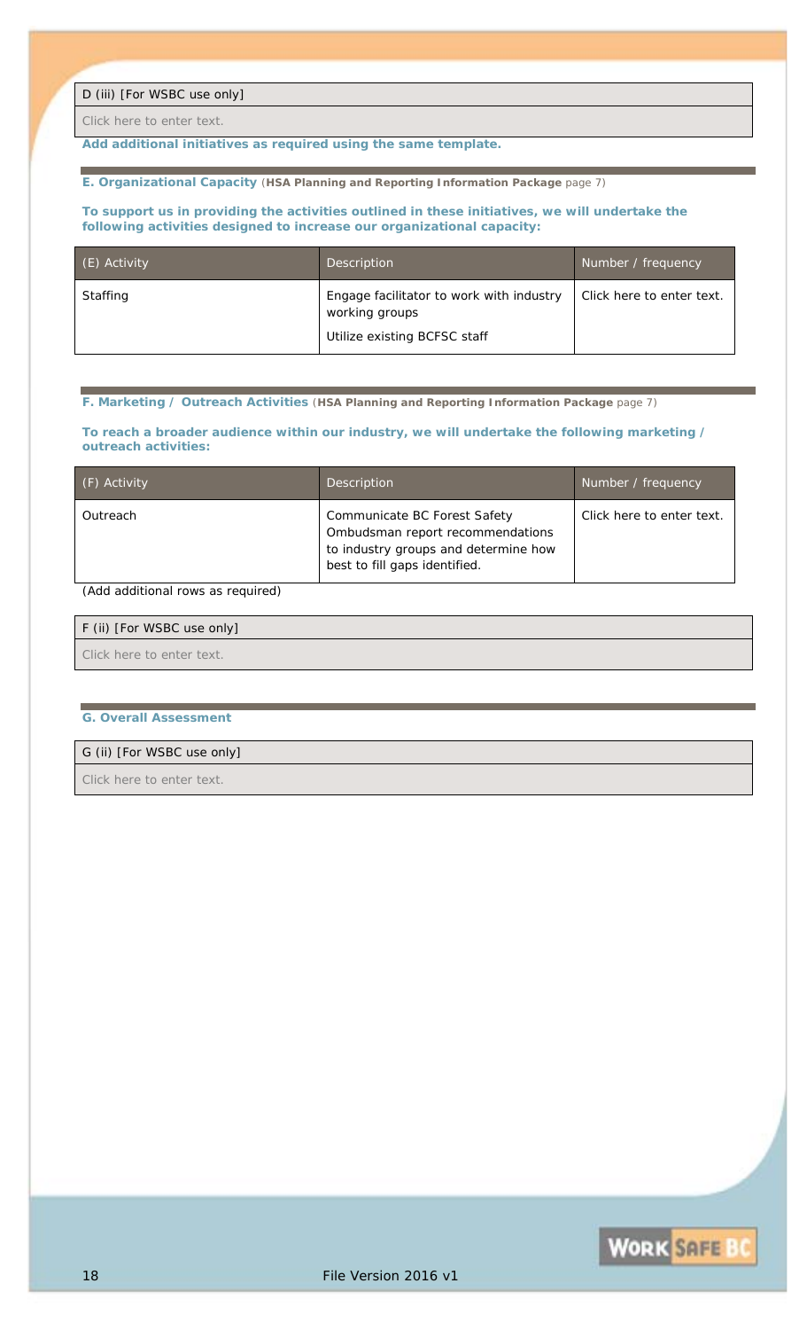| D (iii) [For WSBC use only] |
| --- |
| Click here to enter text. |

**Add additional initiatives as required using the same template.**

**E. Organizational Capacity** (**HSA Planning and Reporting Information Package** page 7)

**To support us in providing the activities outlined in these initiatives, we will undertake the following activities designed to increase our organizational capacity:**

| (E) Activity | Description | Number / frequency |
| --- | --- | --- |
| Staffing | Engage facilitator to work with industry working groups<br>Utilize existing BCFSC staff | Click here to enter text. |

**F. Marketing / Outreach Activities** (**HSA Planning and Reporting Information Package** page 7)

**To reach a broader audience within our industry, we will undertake the following marketing / outreach activities:**

| (F) Activity | Description | Number / frequency |
| --- | --- | --- |
| Outreach | Communicate BC Forest Safety Ombudsman report recommendations to industry groups and determine how best to fill gaps identified. | Click here to enter text. |

(Add additional rows as required)

| F (ii) [For WSBC use only] |
| --- |
| Click here to enter text. |

**G. Overall Assessment**

| G (ii) [For WSBC use only] |
| --- |
| Click here to enter text. |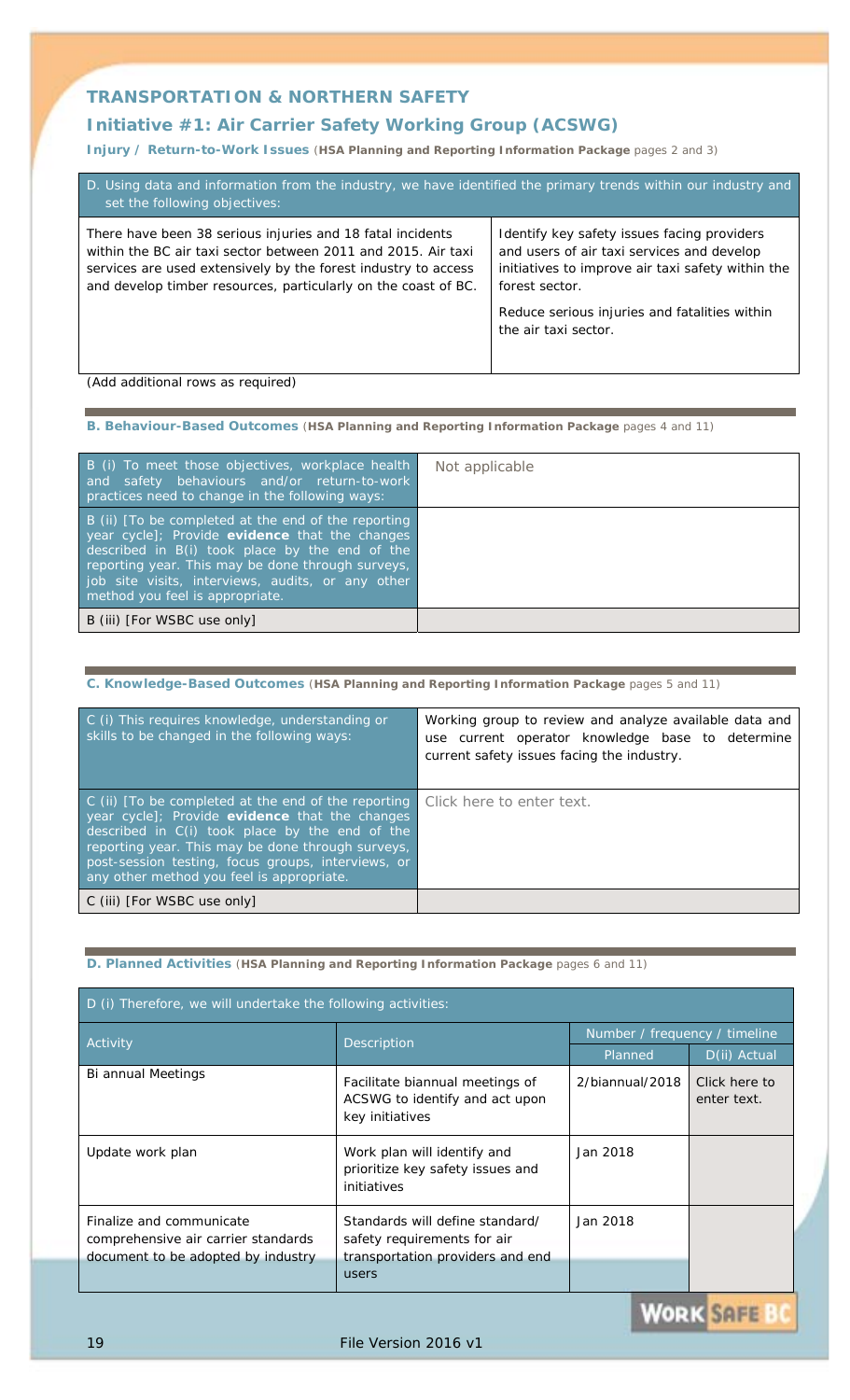## TRANSPORTATION & NORTHERN SAFETY

### Initiative #1: Air Carrier Safety Working Group (ACSWG)

**Injury / Return-to-Work Issues** (**HSA Planning and Reporting Information Package** pages 2 and 3)

| D. Using data and information from the industry, we have identified the primary trends within our industry and set the following objectives: | |
|---|---|
| There have been 38 serious injuries and 18 fatal incidents within the BC air taxi sector between 2011 and 2015. Air taxi services are used extensively by the forest industry to access and develop timber resources, particularly on the coast of BC. | Identify key safety issues facing providers and users of air taxi services and develop initiatives to improve air taxi safety within the forest sector.<br><br>Reduce serious injuries and fatalities within the air taxi sector. |

(Add additional rows as required)

**B. Behaviour-Based Outcomes** (**HSA Planning and Reporting Information Package** pages 4 and 11)

| | |
|---|---|
| B (i) To meet those objectives, workplace health and safety behaviours and/or return-to-work practices need to change in the following ways: | Not applicable |
| B (ii) [To be completed at the end of the reporting year cycle]; Provide **evidence** that the changes described in B(i) took place by the end of the reporting year. This may be done through surveys, job site visits, interviews, audits, or any other method you feel is appropriate. | |
| B (iii) [For WSBC use only] | |

**C. Knowledge-Based Outcomes** (**HSA Planning and Reporting Information Package** pages 5 and 11)

| | |
|---|---|
| C (i) This requires knowledge, understanding or skills to be changed in the following ways: | Working group to review and analyze available data and use current operator knowledge base to determine current safety issues facing the industry. |
| C (ii) [To be completed at the end of the reporting year cycle]; Provide **evidence** that the changes described in C(i) took place by the end of the reporting year. This may be done through surveys, post-session testing, focus groups, interviews, or any other method you feel is appropriate. | Click here to enter text. |
| C (iii) [For WSBC use only] | |

**D. Planned Activities** (**HSA Planning and Reporting Information Package** pages 6 and 11)

| D (i) Therefore, we will undertake the following activities: | | | |
|---|---|---|---|
| Activity | Description | Number / frequency / timeline | |
| | | Planned | D(ii) Actual |
| Bi annual Meetings | Facilitate biannual meetings of ACSWG to identify and act upon key initiatives | 2/biannual/2018 | Click here to enter text. |
| Update work plan | Work plan will identify and prioritize key safety issues and initiatives | Jan 2018 | |
| Finalize and communicate comprehensive air carrier standards document to be adopted by industry | Standards will define standard/ safety requirements for air transportation providers and end users | Jan 2018 | |

File Version 2016 v1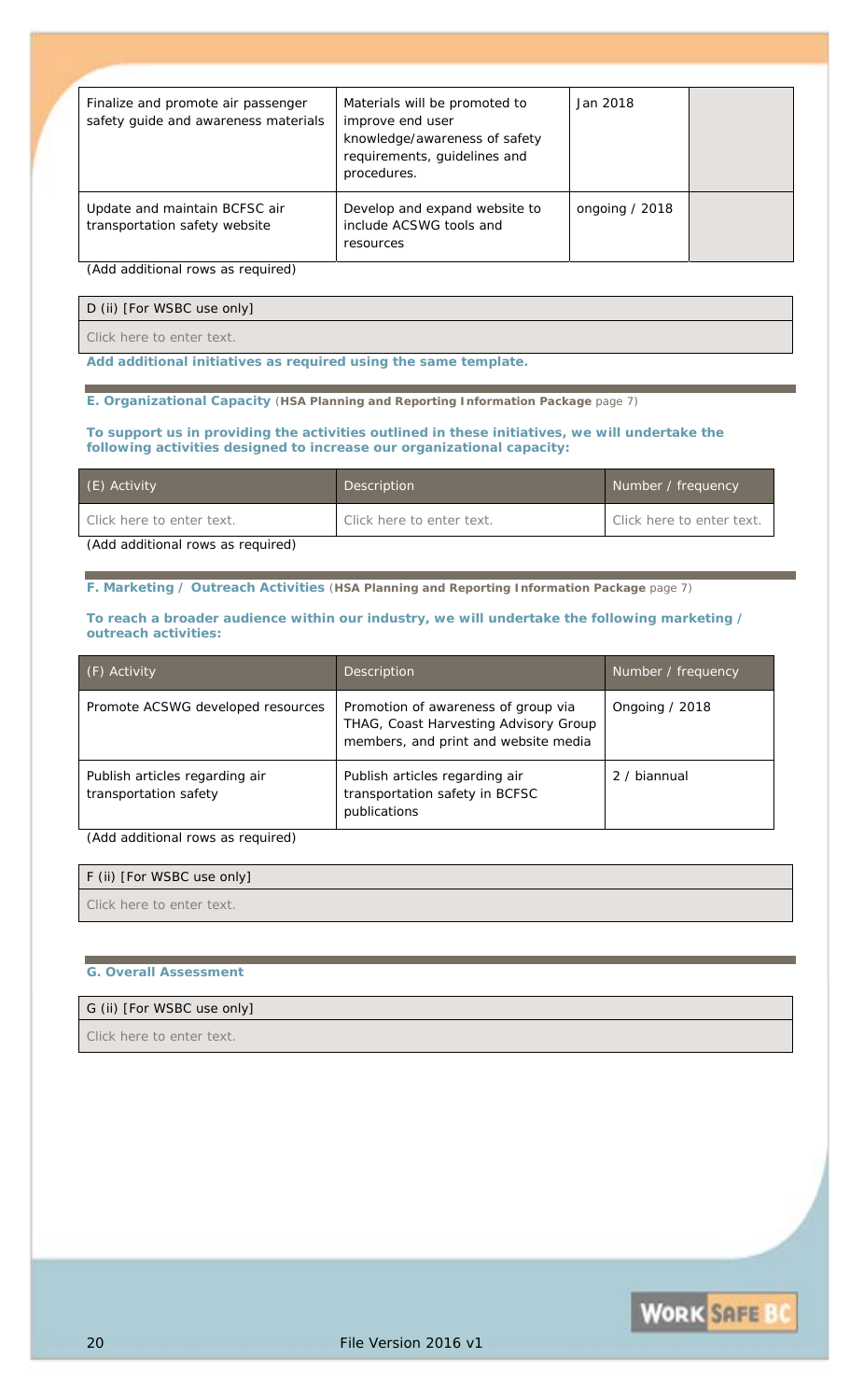| | | | |
|---|---|---|---|
| Finalize and promote air passenger safety guide and awareness materials | Materials will be promoted to improve end user knowledge/awareness of safety requirements, guidelines and procedures. | Jan 2018 | |
| Update and maintain BCFSC air transportation safety website | Develop and expand website to include ACSWG tools and resources | ongoing / 2018 | |

(Add additional rows as required)

| D (ii) [For WSBC use only] |
|---|
| Click here to enter text. |

**Add additional initiatives as required using the same template.**

## E. Organizational Capacity (**HSA Planning and Reporting Information Package** page 7)

**To support us in providing the activities outlined in these initiatives, we will undertake the following activities designed to increase our organizational capacity:**

| (E) Activity | Description | Number / frequency |
|---|---|---|
| Click here to enter text. | Click here to enter text. | Click here to enter text. |

(Add additional rows as required)

## F. Marketing / Outreach Activities (**HSA Planning and Reporting Information Package** page 7)

**To reach a broader audience within our industry, we will undertake the following marketing / outreach activities:**

| (F) Activity | Description | Number / frequency |
|---|---|---|
| Promote ACSWG developed resources | Promotion of awareness of group via THAG, Coast Harvesting Advisory Group members, and print and website media | Ongoing / 2018 |
| Publish articles regarding air transportation safety | Publish articles regarding air transportation safety in BCFSC publications | 2 / biannual |

(Add additional rows as required)

| F (ii) [For WSBC use only] |
|---|
| Click here to enter text. |

## G. Overall Assessment

| G (ii) [For WSBC use only] |
|---|
| Click here to enter text. |

File Version 2016 v1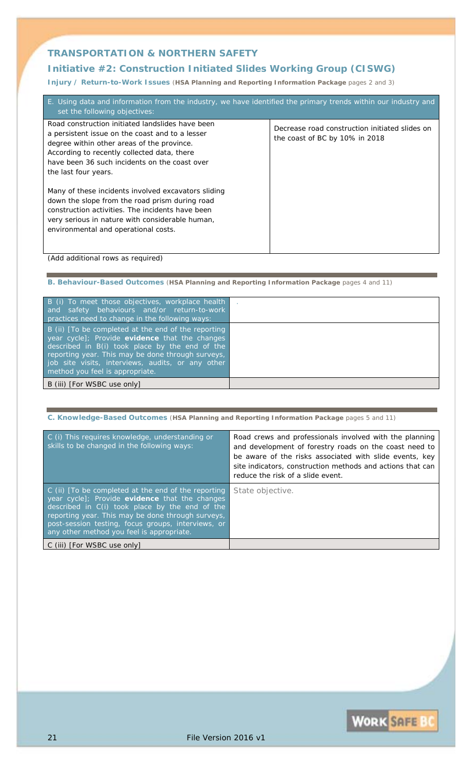## TRANSPORTATION & NORTHERN SAFETY

## Initiative #2: Construction Initiated Slides Working Group (CISWG)

**Injury / Return-to-Work Issues** (**HSA Planning and Reporting Information Package** pages 2 and 3)

| E. Using data and information from the industry, we have identified the primary trends within our industry and set the following objectives: | |
|---|---|
| Road construction initiated landslides have been a persistent issue on the coast and to a lesser degree within other areas of the province. According to recently collected data, there have been 36 such incidents on the coast over the last four years.<br><br>Many of these incidents involved excavators sliding down the slope from the road prism during road construction activities. The incidents have been very serious in nature with considerable human, environmental and operational costs. | Decrease road construction initiated slides on the coast of BC by 10% in 2018 |

(Add additional rows as required)

### B. Behaviour-Based Outcomes (HSA Planning and Reporting Information Package pages 4 and 11)

| | |
|---|---|
| B (i) To meet those objectives, workplace health and safety behaviours and/or return-to-work practices need to change in the following ways: | . |
| B (ii) [To be completed at the end of the reporting year cycle]; Provide **evidence** that the changes described in B(i) took place by the end of the reporting year. This may be done through surveys, job site visits, interviews, audits, or any other method you feel is appropriate. | |
| B (iii) [For WSBC use only] | |

### C. Knowledge-Based Outcomes (HSA Planning and Reporting Information Package pages 5 and 11)

| | |
|---|---|
| C (i) This requires knowledge, understanding or skills to be changed in the following ways: | Road crews and professionals involved with the planning and development of forestry roads on the coast need to be aware of the risks associated with slide events, key site indicators, construction methods and actions that can reduce the risk of a slide event. |
| C (ii) [To be completed at the end of the reporting year cycle]; Provide **evidence** that the changes described in C(i) took place by the end of the reporting year. This may be done through surveys, post-session testing, focus groups, interviews, or any other method you feel is appropriate. | State objective. |
| C (iii) [For WSBC use only] | |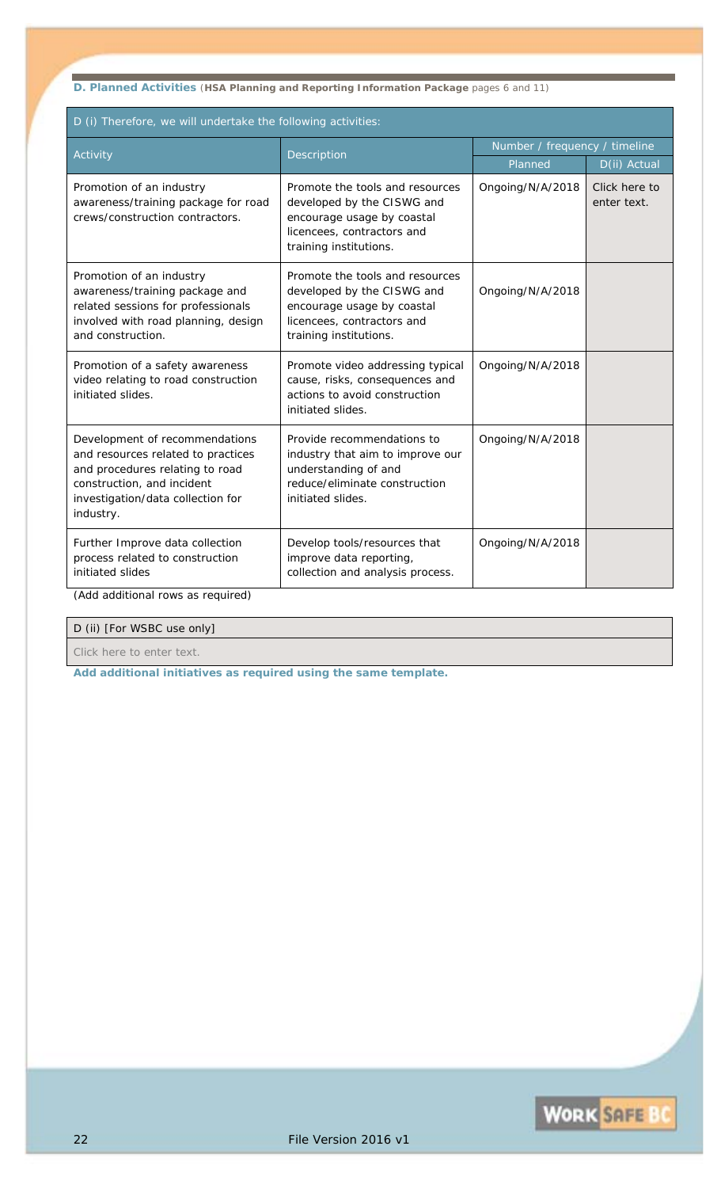**D. Planned Activities** (**HSA Planning and Reporting Information Package** pages 6 and 11)

| D (i) Therefore, we will undertake the following activities: | | | |
|---|---|---|---|
| Activity | Description | Number / frequency / timeline | |
| | | Planned | D(ii) Actual |
| Promotion of an industry awareness/training package for road crews/construction contractors. | Promote the tools and resources developed by the CISWG and encourage usage by coastal licencees, contractors and training institutions. | Ongoing/N/A/2018 | Click here to enter text. |
| Promotion of an industry awareness/training package and related sessions for professionals involved with road planning, design and construction. | Promote the tools and resources developed by the CISWG and encourage usage by coastal licencees, contractors and training institutions. | Ongoing/N/A/2018 | |
| Promotion of a safety awareness video relating to road construction initiated slides. | Promote video addressing typical cause, risks, consequences and actions to avoid construction initiated slides. | Ongoing/N/A/2018 | |
| Development of recommendations and resources related to practices and procedures relating to road construction, and incident investigation/data collection for industry. | Provide recommendations to industry that aim to improve our understanding of and reduce/eliminate construction initiated slides. | Ongoing/N/A/2018 | |
| Further Improve data collection process related to construction initiated slides | Develop tools/resources that improve data reporting, collection and analysis process. | Ongoing/N/A/2018 | |

(Add additional rows as required)

| D (ii) [For WSBC use only] |
|---|
| Click here to enter text. |

**Add additional initiatives as required using the same template.**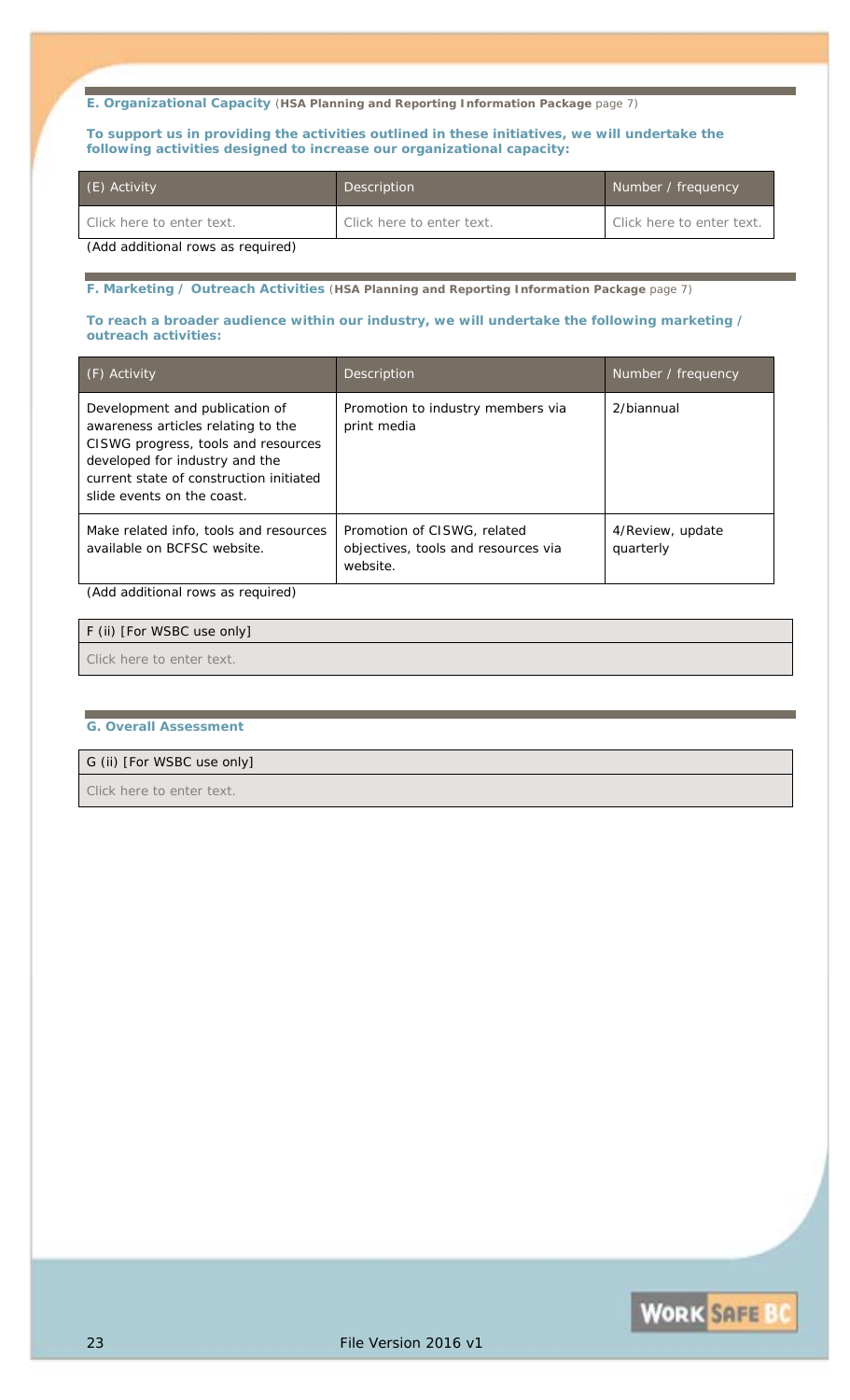### E. Organizational Capacity (**HSA Planning and Reporting Information Package** page 7)

**To support us in providing the activities outlined in these initiatives, we will undertake the following activities designed to increase our organizational capacity:**

| (E) Activity | Description | Number / frequency |
|---|---|---|
| Click here to enter text. | Click here to enter text. | Click here to enter text. |

(Add additional rows as required)

### F. Marketing / Outreach Activities (**HSA Planning and Reporting Information Package** page 7)

**To reach a broader audience within our industry, we will undertake the following marketing / outreach activities:**

| (F) Activity | Description | Number / frequency |
|---|---|---|
| Development and publication of awareness articles relating to the CISWG progress, tools and resources developed for industry and the current state of construction initiated slide events on the coast. | Promotion to industry members via print media | 2/biannual |
| Make related info, tools and resources available on BCFSC website. | Promotion of CISWG, related objectives, tools and resources via website. | 4/Review, update quarterly |

(Add additional rows as required)

| F (ii) [For WSBC use only] |
|---|
| Click here to enter text. |

### G. Overall Assessment

| G (ii) [For WSBC use only] |
|---|
| Click here to enter text. |

File Version 2016 v1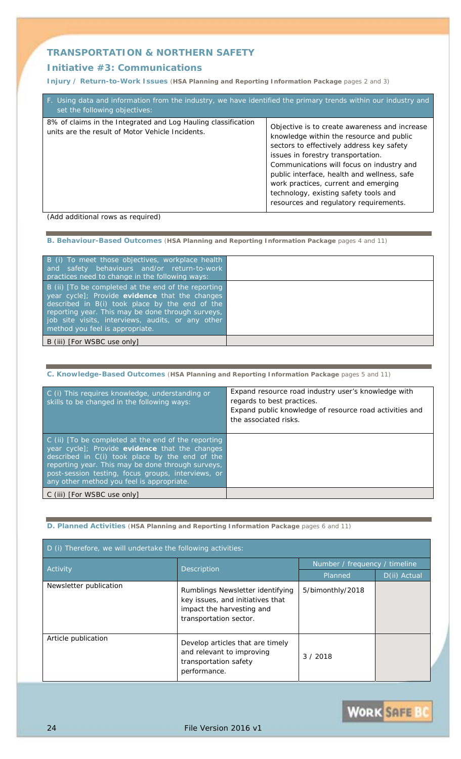## TRANSPORTATION & NORTHERN SAFETY

### Initiative #3: Communications

**Injury / Return-to-Work Issues** (**HSA Planning and Reporting Information Package** pages 2 and 3)

| F. Using data and information from the industry, we have identified the primary trends within our industry and set the following objectives: | |
|---|---|
| 8% of claims in the Integrated and Log Hauling classification units are the result of Motor Vehicle Incidents. | Objective is to create awareness and increase knowledge within the resource and public sectors to effectively address key safety issues in forestry transportation. Communications will focus on industry and public interface, health and wellness, safe work practices, current and emerging technology, existing safety tools and resources and regulatory requirements. |

(Add additional rows as required)

**B. Behaviour-Based Outcomes** (**HSA Planning and Reporting Information Package** pages 4 and 11)

| B (i) To meet those objectives, workplace health and safety behaviours and/or return-to-work practices need to change in the following ways: | |
|---|---|
| B (ii) [To be completed at the end of the reporting year cycle]; Provide **evidence** that the changes described in B(i) took place by the end of the reporting year. This may be done through surveys, job site visits, interviews, audits, or any other method you feel is appropriate. | |
| B (iii) [For WSBC use only] | |

**C. Knowledge-Based Outcomes** (**HSA Planning and Reporting Information Package** pages 5 and 11)

| C (i) This requires knowledge, understanding or skills to be changed in the following ways: | Expand resource road industry user's knowledge with regards to best practices.<br>Expand public knowledge of resource road activities and the associated risks. |
|---|---|
| C (ii) [To be completed at the end of the reporting year cycle]; Provide **evidence** that the changes described in C(i) took place by the end of the reporting year. This may be done through surveys, post-session testing, focus groups, interviews, or any other method you feel is appropriate. | |
| C (iii) [For WSBC use only] | |

**D. Planned Activities** (**HSA Planning and Reporting Information Package** pages 6 and 11)

| D (i) Therefore, we will undertake the following activities: | | | |
|---|---|---|---|
| Activity | Description | Number / frequency / timeline | |
| | | Planned | D(ii) Actual |
| Newsletter publication | Rumblings Newsletter identifying key issues, and initiatives that impact the harvesting and transportation sector. | 5/bimonthly/2018 | |
| Article publication | Develop articles that are timely and relevant to improving transportation safety performance. | 3 / 2018 | |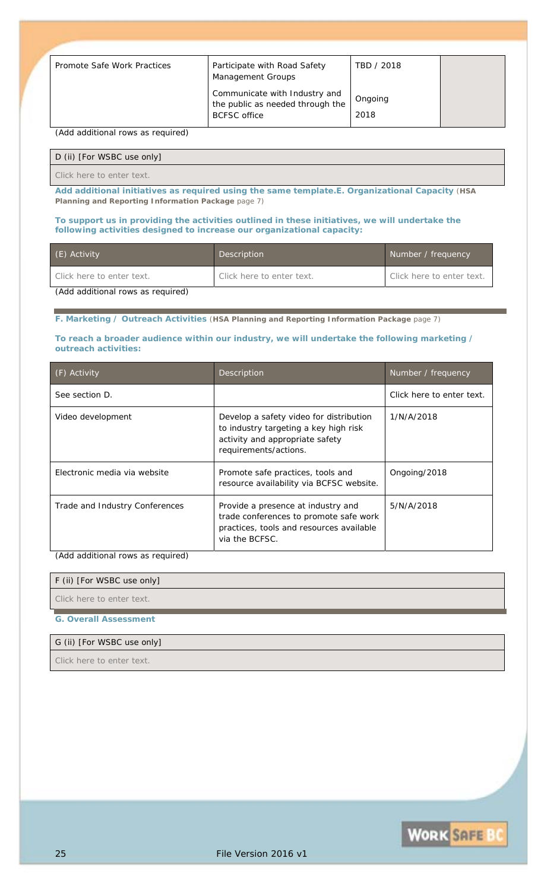| | | | |
|---|---|---|---|
| Promote Safe Work Practices | Participate with Road Safety Management Groups | TBD / 2018 | |
| | Communicate with Industry and the public as needed through the BCFSC office | Ongoing<br>2018 | |

(Add additional rows as required)

| D (ii) [For WSBC use only] |
|---|
| Click here to enter text. |

**Add additional initiatives as required using the same template.E. Organizational Capacity** (**HSA Planning and Reporting Information Package** page 7)

**To support us in providing the activities outlined in these initiatives, we will undertake the following activities designed to increase our organizational capacity:**

| (E) Activity | Description | Number / frequency |
|---|---|---|
| Click here to enter text. | Click here to enter text. | Click here to enter text. |

(Add additional rows as required)

**F. Marketing / Outreach Activities** (**HSA Planning and Reporting Information Package** page 7)

**To reach a broader audience within our industry, we will undertake the following marketing / outreach activities:**

| (F) Activity | Description | Number / frequency |
|---|---|---|
| See section D. | | Click here to enter text. |
| Video development | Develop a safety video for distribution to industry targeting a key high risk activity and appropriate safety requirements/actions. | 1/N/A/2018 |
| Electronic media via website | Promote safe practices, tools and resource availability via BCFSC website. | Ongoing/2018 |
| Trade and Industry Conferences | Provide a presence at industry and trade conferences to promote safe work practices, tools and resources available via the BCFSC. | 5/N/A/2018 |

(Add additional rows as required)

| F (ii) [For WSBC use only] |
|---|
| Click here to enter text. |

**G. Overall Assessment**

| G (ii) [For WSBC use only] |
|---|
| Click here to enter text. |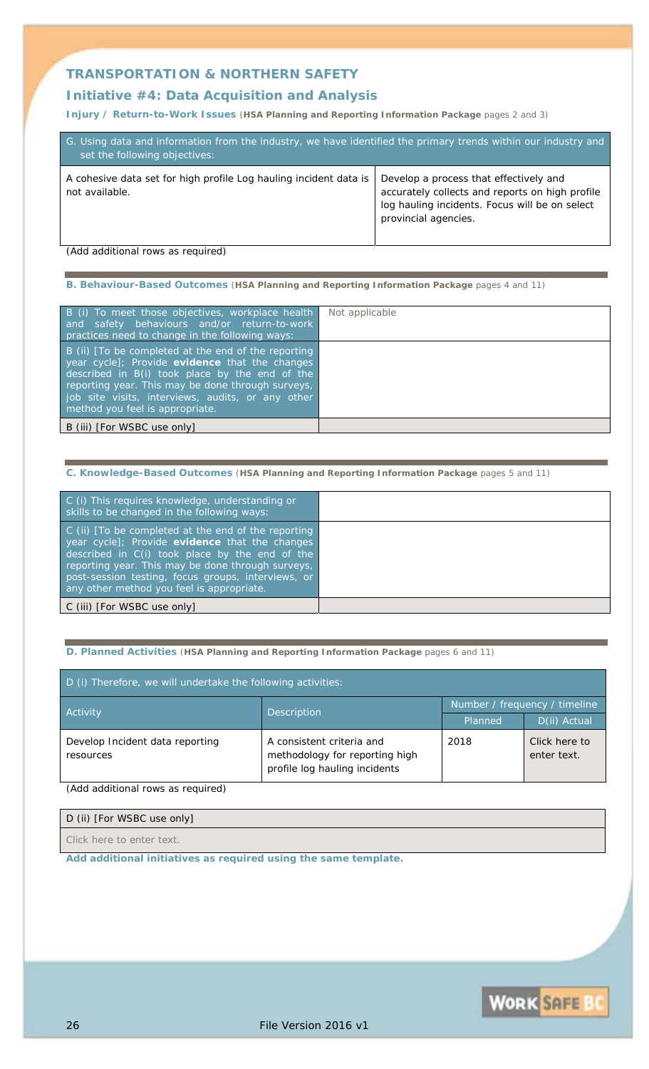## TRANSPORTATION & NORTHERN SAFETY

### Initiative #4: Data Acquisition and Analysis

**Injury / Return-to-Work Issues** (**HSA Planning and Reporting Information Package** pages 2 and 3)

| G. Using data and information from the industry, we have identified the primary trends within our industry and set the following objectives: | |
|---|---|
| A cohesive data set for high profile Log hauling incident data is not available. | Develop a process that effectively and accurately collects and reports on high profile log hauling incidents. Focus will be on select provincial agencies. |

(Add additional rows as required)

**B. Behaviour-Based Outcomes** (**HSA Planning and Reporting Information Package** pages 4 and 11)

| | |
|---|---|
| B (i) To meet those objectives, workplace health and safety behaviours and/or return-to-work practices need to change in the following ways: | Not applicable |
| B (ii) [To be completed at the end of the reporting year cycle]; Provide **evidence** that the changes described in B(i) took place by the end of the reporting year. This may be done through surveys, job site visits, interviews, audits, or any other method you feel is appropriate. | |
| B (iii) [For WSBC use only] | |

**C. Knowledge-Based Outcomes** (**HSA Planning and Reporting Information Package** pages 5 and 11)

| | |
|---|---|
| C (i) This requires knowledge, understanding or skills to be changed in the following ways: | |
| C (ii) [To be completed at the end of the reporting year cycle]; Provide **evidence** that the changes described in C(i) took place by the end of the reporting year. This may be done through surveys, post-session testing, focus groups, interviews, or any other method you feel is appropriate. | |
| C (iii) [For WSBC use only] | |

**D. Planned Activities** (**HSA Planning and Reporting Information Package** pages 6 and 11)

| D (i) Therefore, we will undertake the following activities: | | | |
|---|---|---|---|
| Activity | Description | Number / frequency / timeline | |
| | | Planned | D(ii) Actual |
| Develop Incident data reporting resources | A consistent criteria and methodology for reporting high profile log hauling incidents | 2018 | Click here to enter text. |

(Add additional rows as required)

| D (ii) [For WSBC use only] |
|---|
| Click here to enter text. |

**Add additional initiatives as required using the same template.**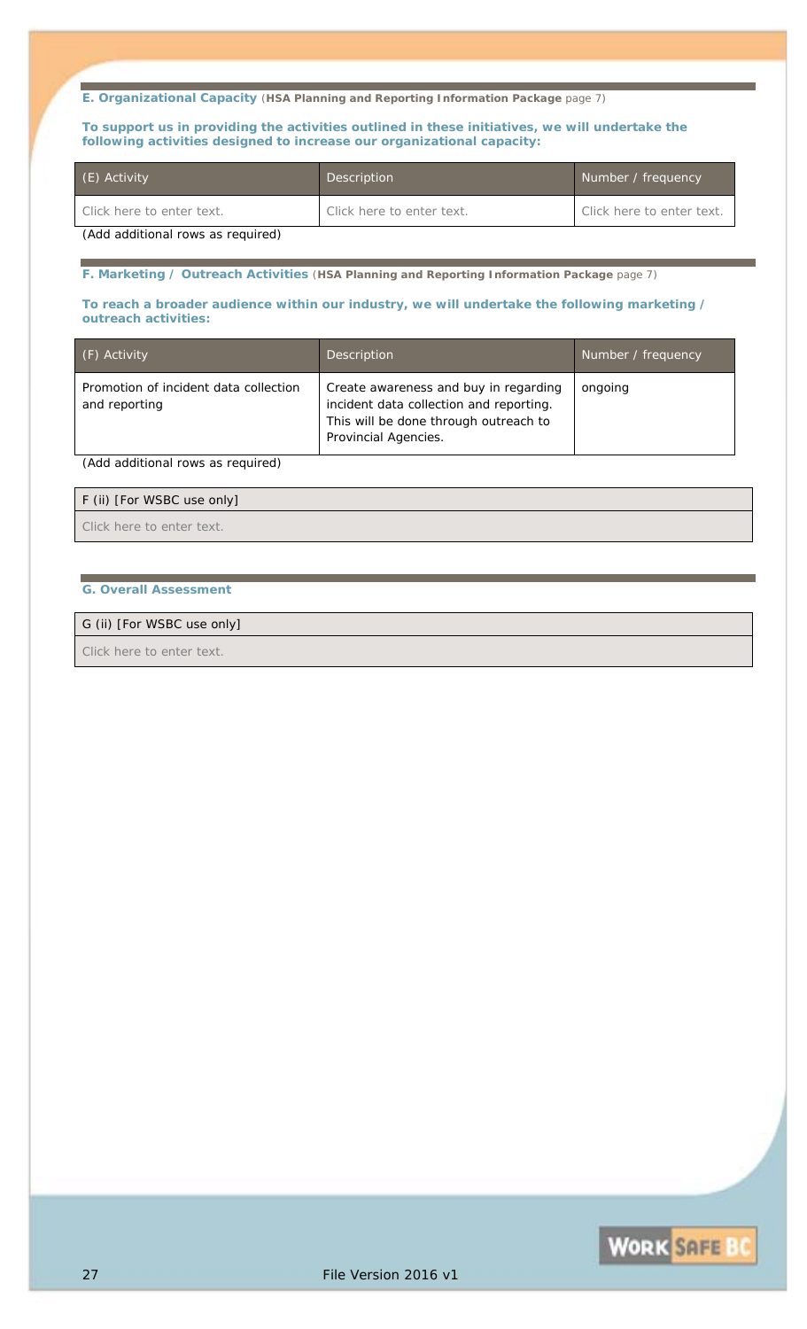**E. Organizational Capacity** (**HSA Planning and Reporting Information Package** page 7)

**To support us in providing the activities outlined in these initiatives, we will undertake the following activities designed to increase our organizational capacity:**

| (E) Activity | Description | Number / frequency |
| --- | --- | --- |
| Click here to enter text. | Click here to enter text. | Click here to enter text. |

(Add additional rows as required)

**F. Marketing / Outreach Activities** (**HSA Planning and Reporting Information Package** page 7)

**To reach a broader audience within our industry, we will undertake the following marketing / outreach activities:**

| (F) Activity | Description | Number / frequency |
| --- | --- | --- |
| Promotion of incident data collection and reporting | Create awareness and buy in regarding incident data collection and reporting. This will be done through outreach to Provincial Agencies. | ongoing |

(Add additional rows as required)

| F (ii) [For WSBC use only] |
| --- |
| Click here to enter text. |

**G. Overall Assessment**

| G (ii) [For WSBC use only] |
| --- |
| Click here to enter text. |

File Version 2016 v1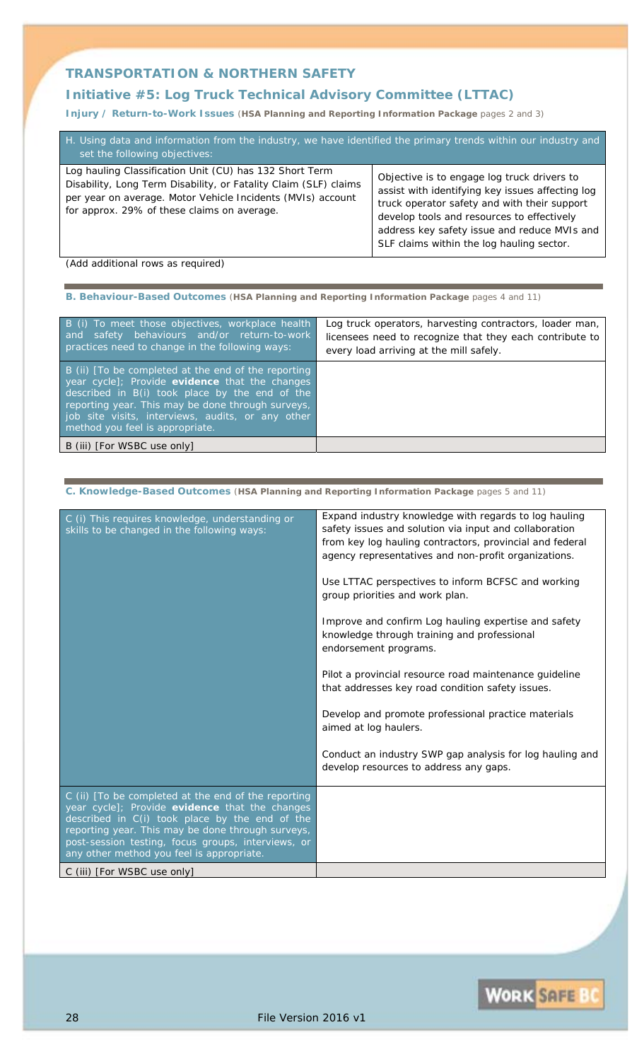## TRANSPORTATION & NORTHERN SAFETY

### Initiative #5: Log Truck Technical Advisory Committee (LTTAC)

**Injury / Return-to-Work Issues** (**HSA Planning and Reporting Information Package** pages 2 and 3)

| H. Using data and information from the industry, we have identified the primary trends within our industry and set the following objectives: | |
|---|---|
| Log hauling Classification Unit (CU) has 132 Short Term Disability, Long Term Disability, or Fatality Claim (SLF) claims per year on average. Motor Vehicle Incidents (MVIs) account for approx. 29% of these claims on average. | Objective is to engage log truck drivers to assist with identifying key issues affecting log truck operator safety and with their support develop tools and resources to effectively address key safety issue and reduce MVIs and SLF claims within the log hauling sector. |

(Add additional rows as required)

**B. Behaviour-Based Outcomes** (**HSA Planning and Reporting Information Package** pages 4 and 11)

| | |
|---|---|
| B (i) To meet those objectives, workplace health and safety behaviours and/or return-to-work practices need to change in the following ways: | Log truck operators, harvesting contractors, loader man, licensees need to recognize that they each contribute to every load arriving at the mill safely. |
| B (ii) [To be completed at the end of the reporting year cycle]; Provide **evidence** that the changes described in B(i) took place by the end of the reporting year. This may be done through surveys, job site visits, interviews, audits, or any other method you feel is appropriate. | |
| B (iii) [For WSBC use only] | |

**C. Knowledge-Based Outcomes** (**HSA Planning and Reporting Information Package** pages 5 and 11)

| | |
|---|---|
| C (i) This requires knowledge, understanding or skills to be changed in the following ways: | Expand industry knowledge with regards to log hauling safety issues and solution via input and collaboration from key log hauling contractors, provincial and federal agency representatives and non-profit organizations.<br><br>Use LTTAC perspectives to inform BCFSC and working group priorities and work plan.<br><br>Improve and confirm Log hauling expertise and safety knowledge through training and professional endorsement programs.<br><br>Pilot a provincial resource road maintenance guideline that addresses key road condition safety issues.<br><br>Develop and promote professional practice materials aimed at log haulers.<br><br>Conduct an industry SWP gap analysis for log hauling and develop resources to address any gaps. |
| C (ii) [To be completed at the end of the reporting year cycle]; Provide **evidence** that the changes described in C(i) took place by the end of the reporting year. This may be done through surveys, post-session testing, focus groups, interviews, or any other method you feel is appropriate. | |
| C (iii) [For WSBC use only] | |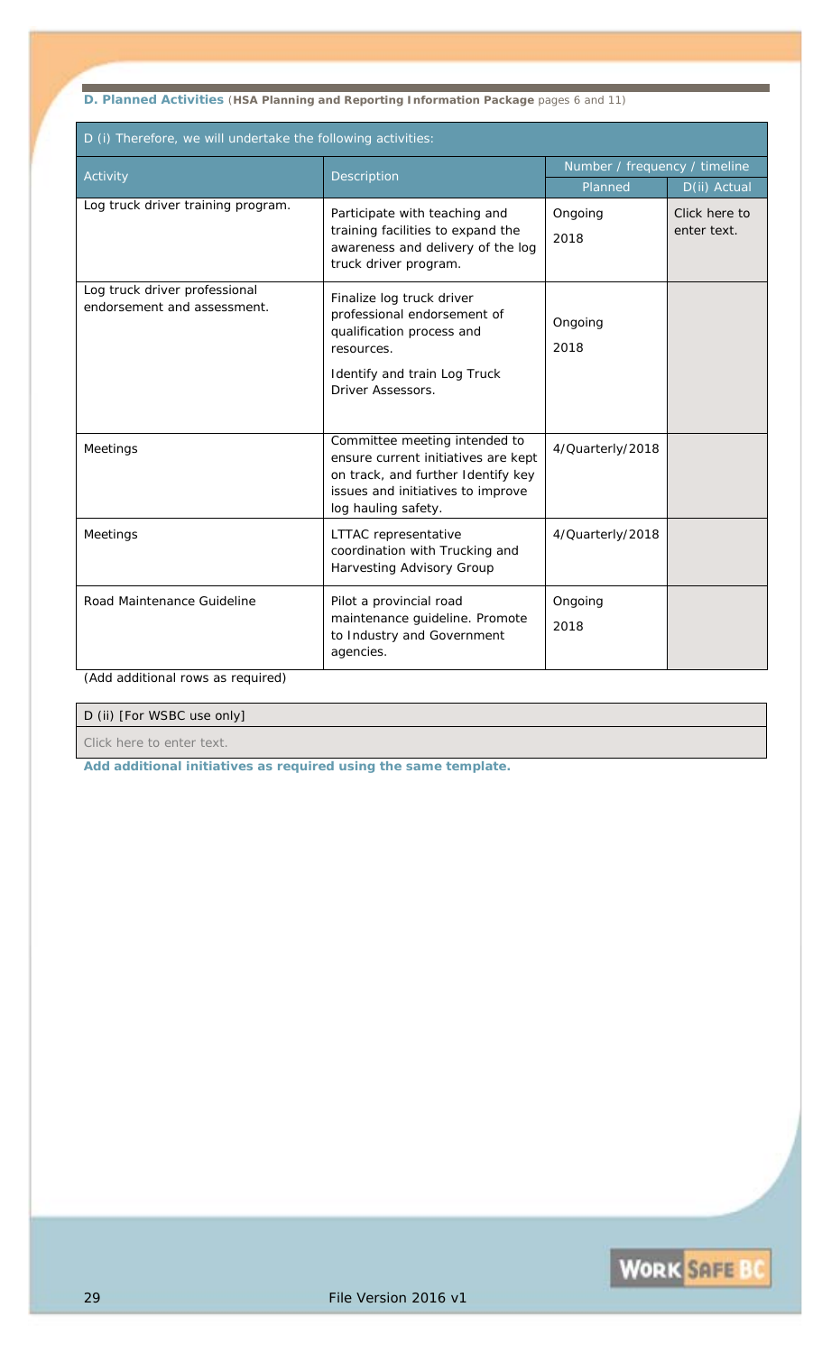**D. Planned Activities** (**HSA Planning and Reporting Information Package** pages 6 and 11)

| D (i) Therefore, we will undertake the following activities: | | | |
|---|---|---|---|
| Activity | Description | Number / frequency / timeline | |
| | | Planned | D(ii) Actual |
| Log truck driver training program. | Participate with teaching and training facilities to expand the awareness and delivery of the log truck driver program. | Ongoing 2018 | Click here to enter text. |
| Log truck driver professional endorsement and assessment. | Finalize log truck driver professional endorsement of qualification process and resources. Identify and train Log Truck Driver Assessors. | Ongoing 2018 | |
| Meetings | Committee meeting intended to ensure current initiatives are kept on track, and further Identify key issues and initiatives to improve log hauling safety. | 4/Quarterly/2018 | |
| Meetings | LTTAC representative coordination with Trucking and Harvesting Advisory Group | 4/Quarterly/2018 | |
| Road Maintenance Guideline | Pilot a provincial road maintenance guideline. Promote to Industry and Government agencies. | Ongoing 2018 | |

(Add additional rows as required)

| D (ii) [For WSBC use only] |
|---|
| Click here to enter text. |

**Add additional initiatives as required using the same template.**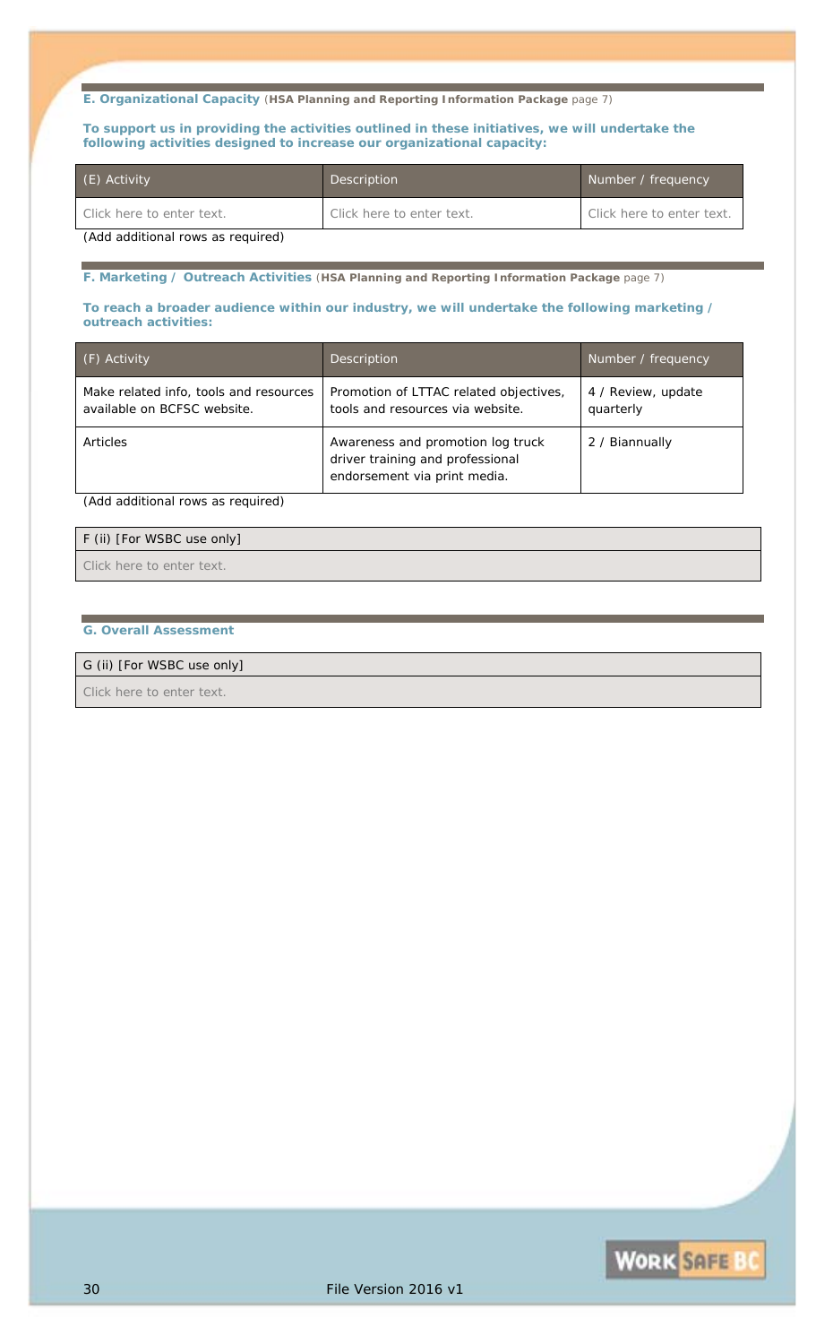#### E. Organizational Capacity (**HSA Planning and Reporting Information Package** page 7)

**To support us in providing the activities outlined in these initiatives, we will undertake the following activities designed to increase our organizational capacity:**

| (E) Activity | Description | Number / frequency |
| --- | --- | --- |
| Click here to enter text. | Click here to enter text. | Click here to enter text. |

(Add additional rows as required)

#### F. Marketing / Outreach Activities (**HSA Planning and Reporting Information Package** page 7)

**To reach a broader audience within our industry, we will undertake the following marketing / outreach activities:**

| (F) Activity | Description | Number / frequency |
| --- | --- | --- |
| Make related info, tools and resources available on BCFSC website. | Promotion of LTTAC related objectives, tools and resources via website. | 4 / Review, update quarterly |
| Articles | Awareness and promotion log truck driver training and professional endorsement via print media. | 2 / Biannually |

(Add additional rows as required)

| F (ii) [For WSBC use only] |
| --- |
| Click here to enter text. |

#### G. Overall Assessment

| G (ii) [For WSBC use only] |
| --- |
| Click here to enter text. |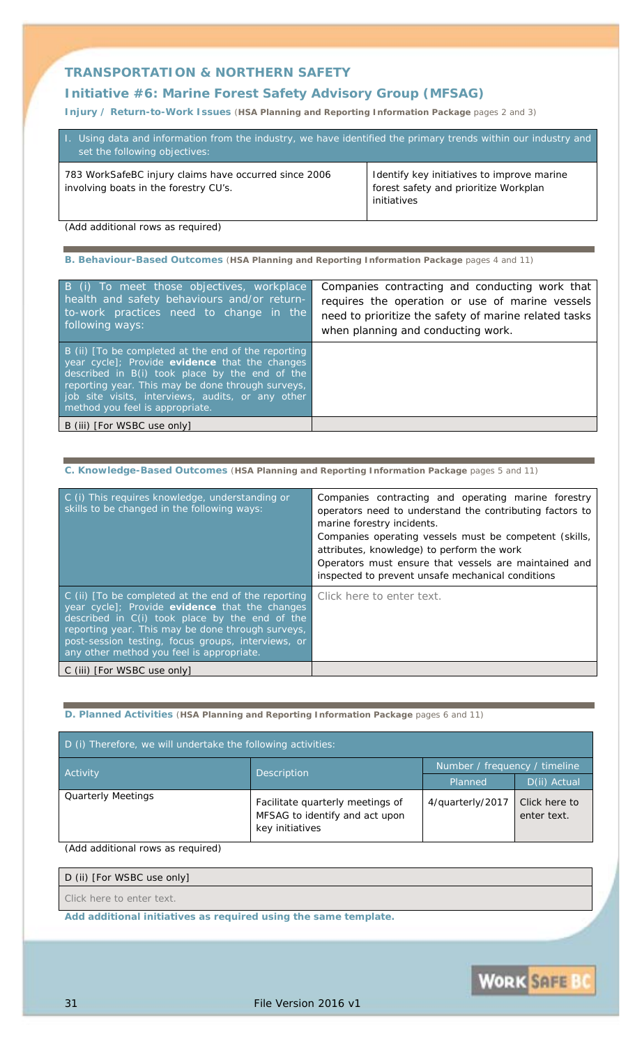## TRANSPORTATION & NORTHERN SAFETY

## Initiative #6: Marine Forest Safety Advisory Group (MFSAG)

**Injury / Return-to-Work Issues** (**HSA Planning and Reporting Information Package** pages 2 and 3)

| I. Using data and information from the industry, we have identified the primary trends within our industry and set the following objectives: | |
|---|---|
| 783 WorkSafeBC injury claims have occurred since 2006 involving boats in the forestry CU's. | Identify key initiatives to improve marine forest safety and prioritize Workplan initiatives |

(Add additional rows as required)

**B. Behaviour-Based Outcomes** (**HSA Planning and Reporting Information Package** pages 4 and 11)

| | |
|---|---|
| B (i) To meet those objectives, workplace health and safety behaviours and/or return-to-work practices need to change in the following ways: | Companies contracting and conducting work that requires the operation or use of marine vessels need to prioritize the safety of marine related tasks when planning and conducting work. |
| B (ii) [To be completed at the end of the reporting year cycle]; Provide **evidence** that the changes described in B(i) took place by the end of the reporting year. This may be done through surveys, job site visits, interviews, audits, or any other method you feel is appropriate. | |
| B (iii) [For WSBC use only] | |

**C. Knowledge-Based Outcomes** (**HSA Planning and Reporting Information Package** pages 5 and 11)

| | |
|---|---|
| C (i) This requires knowledge, understanding or skills to be changed in the following ways: | Companies contracting and operating marine forestry operators need to understand the contributing factors to marine forestry incidents.<br>Companies operating vessels must be competent (skills, attributes, knowledge) to perform the work<br>Operators must ensure that vessels are maintained and inspected to prevent unsafe mechanical conditions |
| C (ii) [To be completed at the end of the reporting year cycle]; Provide **evidence** that the changes described in C(i) took place by the end of the reporting year. This may be done through surveys, post-session testing, focus groups, interviews, or any other method you feel is appropriate. | Click here to enter text. |
| C (iii) [For WSBC use only] | |

**D. Planned Activities** (**HSA Planning and Reporting Information Package** pages 6 and 11)

D (i) Therefore, we will undertake the following activities:

| Activity | Description | Number / frequency / timeline | |
|---|---|---|---|
| | | Planned | D(ii) Actual |
| Quarterly Meetings | Facilitate quarterly meetings of MFSAG to identify and act upon key initiatives | 4/quarterly/2017 | Click here to enter text. |

(Add additional rows as required)

| D (ii) [For WSBC use only] |
|---|
| Click here to enter text. |

**Add additional initiatives as required using the same template.**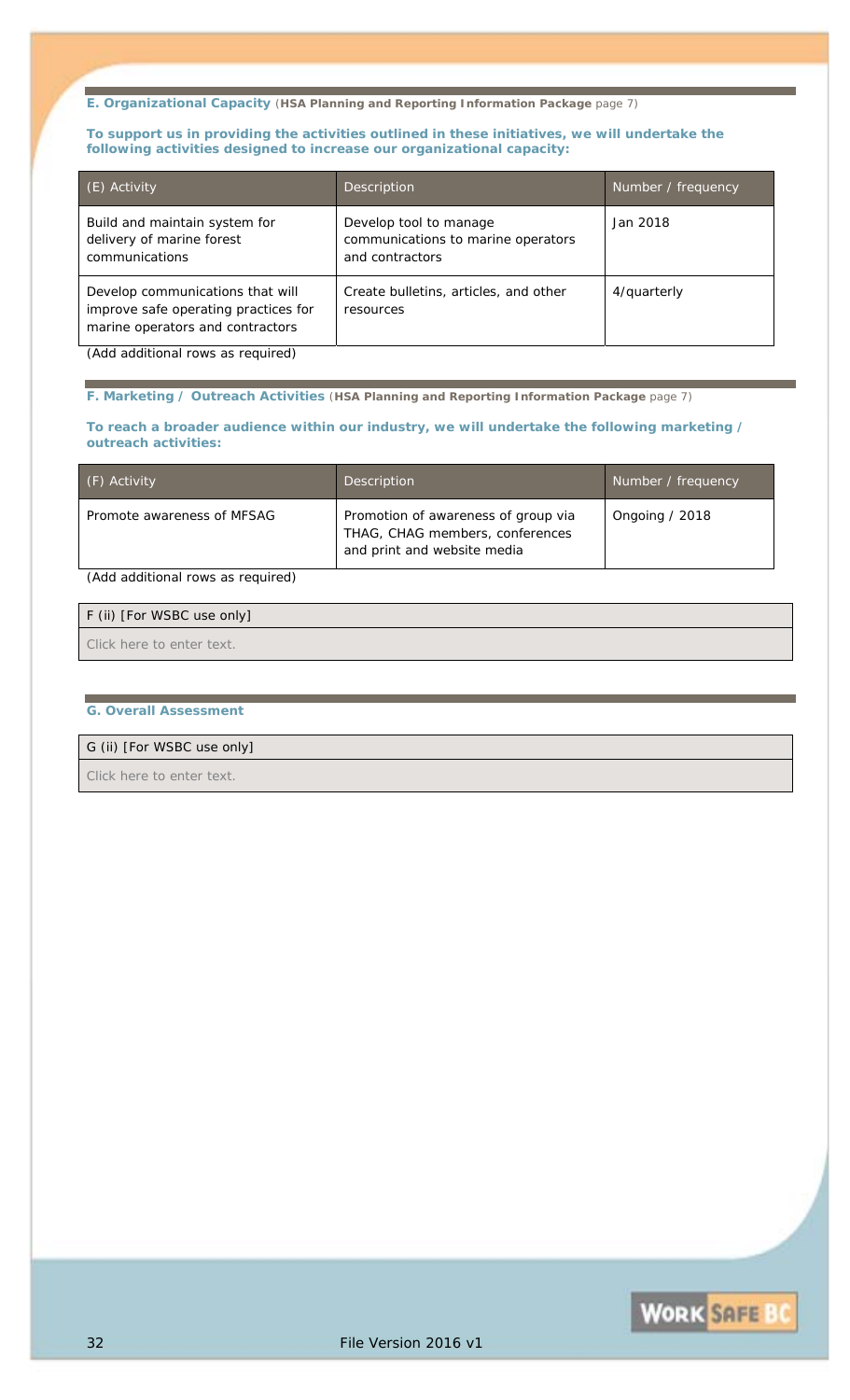### E. Organizational Capacity (**HSA Planning and Reporting Information Package** page 7)

**To support us in providing the activities outlined in these initiatives, we will undertake the following activities designed to increase our organizational capacity:**

| (E) Activity | Description | Number / frequency |
|---|---|---|
| Build and maintain system for delivery of marine forest communications | Develop tool to manage communications to marine operators and contractors | Jan 2018 |
| Develop communications that will improve safe operating practices for marine operators and contractors | Create bulletins, articles, and other resources | 4/quarterly |

(Add additional rows as required)

### F. Marketing / Outreach Activities (**HSA Planning and Reporting Information Package** page 7)

**To reach a broader audience within our industry, we will undertake the following marketing / outreach activities:**

| (F) Activity | Description | Number / frequency |
|---|---|---|
| Promote awareness of MFSAG | Promotion of awareness of group via THAG, CHAG members, conferences and print and website media | Ongoing / 2018 |

(Add additional rows as required)

| F (ii) [For WSBC use only] |
|---|
| Click here to enter text. |

### G. Overall Assessment

| G (ii) [For WSBC use only] |
|---|
| Click here to enter text. |

File Version 2016 v1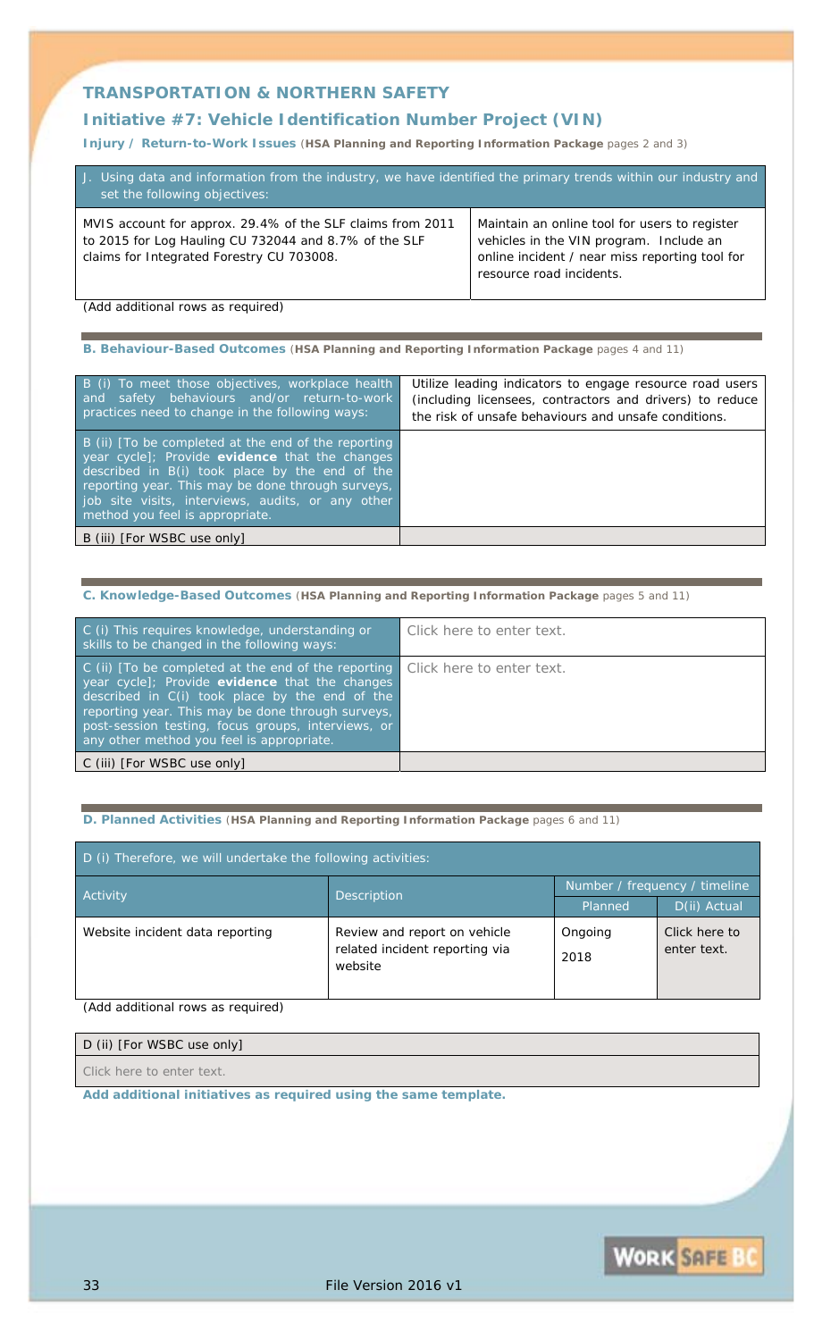## TRANSPORTATION & NORTHERN SAFETY

### Initiative #7: Vehicle Identification Number Project (VIN)

**Injury / Return-to-Work Issues** (**HSA Planning and Reporting Information Package** pages 2 and 3)

| J. Using data and information from the industry, we have identified the primary trends within our industry and set the following objectives: | |
|---|---|
| MVIS account for approx. 29.4% of the SLF claims from 2011 to 2015 for Log Hauling CU 732044 and 8.7% of the SLF claims for Integrated Forestry CU 703008. | Maintain an online tool for users to register vehicles in the VIN program. Include an online incident / near miss reporting tool for resource road incidents. |

(Add additional rows as required)

**B. Behaviour-Based Outcomes** (**HSA Planning and Reporting Information Package** pages 4 and 11)

| | |
|---|---|
| B (i) To meet those objectives, workplace health and safety behaviours and/or return-to-work practices need to change in the following ways: | Utilize leading indicators to engage resource road users (including licensees, contractors and drivers) to reduce the risk of unsafe behaviours and unsafe conditions. |
| B (ii) [To be completed at the end of the reporting year cycle]; Provide **evidence** that the changes described in B(i) took place by the end of the reporting year. This may be done through surveys, job site visits, interviews, audits, or any other method you feel is appropriate. | |
| B (iii) [For WSBC use only] | |

**C. Knowledge-Based Outcomes** (**HSA Planning and Reporting Information Package** pages 5 and 11)

| | |
|---|---|
| C (i) This requires knowledge, understanding or skills to be changed in the following ways: | Click here to enter text. |
| C (ii) [To be completed at the end of the reporting year cycle]; Provide **evidence** that the changes described in C(i) took place by the end of the reporting year. This may be done through surveys, post-session testing, focus groups, interviews, or any other method you feel is appropriate. | Click here to enter text. |
| C (iii) [For WSBC use only] | |

**D. Planned Activities** (**HSA Planning and Reporting Information Package** pages 6 and 11)

| D (i) Therefore, we will undertake the following activities: | | | |
|---|---|---|---|
| Activity | Description | Number / frequency / timeline | |
| | | Planned | D(ii) Actual |
| Website incident data reporting | Review and report on vehicle related incident reporting via website | Ongoing 2018 | Click here to enter text. |

(Add additional rows as required)

| D (ii) [For WSBC use only] |
|---|
| Click here to enter text. |

**Add additional initiatives as required using the same template.**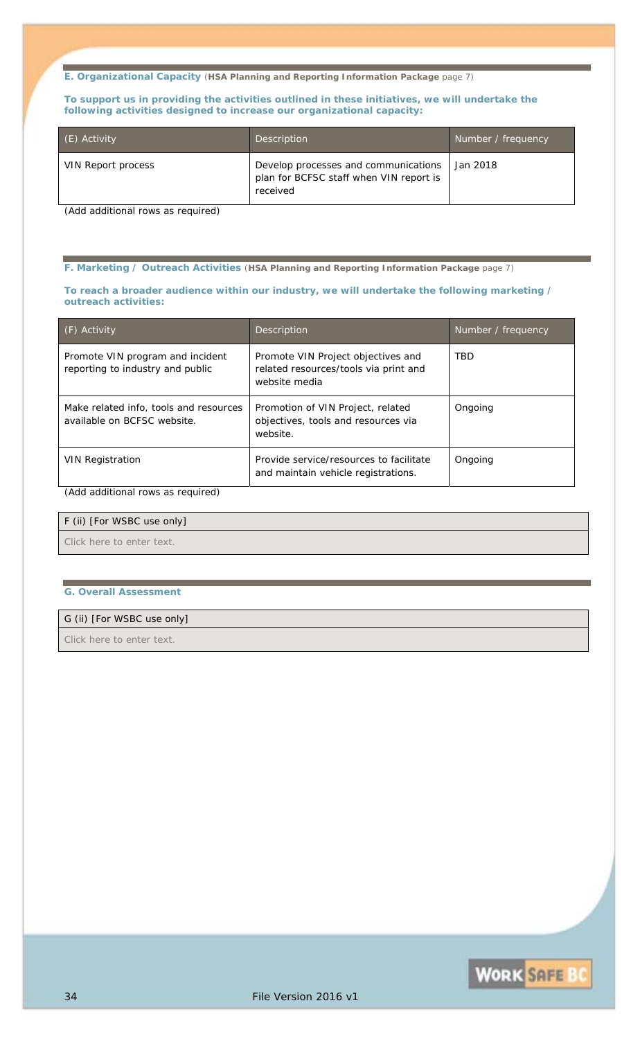### E. Organizational Capacity (**HSA Planning and Reporting Information Package** page 7)

**To support us in providing the activities outlined in these initiatives, we will undertake the following activities designed to increase our organizational capacity:**

| (E) Activity | Description | Number / frequency |
|---|---|---|
| VIN Report process | Develop processes and communications plan for BCFSC staff when VIN report is received | Jan 2018 |

(Add additional rows as required)

### F. Marketing / Outreach Activities (**HSA Planning and Reporting Information Package** page 7)

**To reach a broader audience within our industry, we will undertake the following marketing / outreach activities:**

| (F) Activity | Description | Number / frequency |
|---|---|---|
| Promote VIN program and incident reporting to industry and public | Promote VIN Project objectives and related resources/tools via print and website media | TBD |
| Make related info, tools and resources available on BCFSC website. | Promotion of VIN Project, related objectives, tools and resources via website. | Ongoing |
| VIN Registration | Provide service/resources to facilitate and maintain vehicle registrations. | Ongoing |

(Add additional rows as required)

| F (ii) [For WSBC use only] |
|---|
| Click here to enter text. |

### G. Overall Assessment

| G (ii) [For WSBC use only] |
|---|
| Click here to enter text. |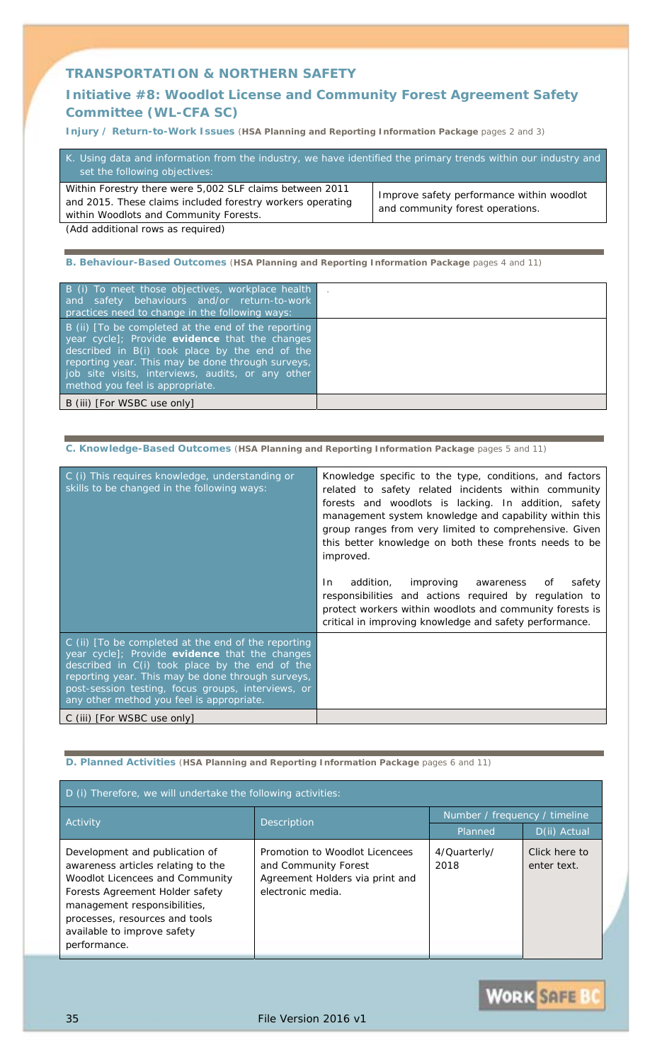## TRANSPORTATION & NORTHERN SAFETY

## Initiative #8: Woodlot License and Community Forest Agreement Safety Committee (WL-CFA SC)

**Injury / Return-to-Work Issues** (**HSA Planning and Reporting Information Package** pages 2 and 3)

| K. Using data and information from the industry, we have identified the primary trends within our industry and set the following objectives: | |
|---|---|
| Within Forestry there were 5,002 SLF claims between 2011 and 2015. These claims included forestry workers operating within Woodlots and Community Forests. | Improve safety performance within woodlot and community forest operations. |

(Add additional rows as required)

**B. Behaviour-Based Outcomes** (**HSA Planning and Reporting Information Package** pages 4 and 11)

| | |
|---|---|
| B (i) To meet those objectives, workplace health and safety behaviours and/or return-to-work practices need to change in the following ways: | . |
| B (ii) [To be completed at the end of the reporting year cycle]; Provide **evidence** that the changes described in B(i) took place by the end of the reporting year. This may be done through surveys, job site visits, interviews, audits, or any other method you feel is appropriate. | |
| B (iii) [For WSBC use only] | |

**C. Knowledge-Based Outcomes** (**HSA Planning and Reporting Information Package** pages 5 and 11)

| | |
|---|---|
| C (i) This requires knowledge, understanding or skills to be changed in the following ways: | Knowledge specific to the type, conditions, and factors related to safety related incidents within community forests and woodlots is lacking. In addition, safety management system knowledge and capability within this group ranges from very limited to comprehensive. Given this better knowledge on both these fronts needs to be improved.<br><br>In addition, improving awareness of safety responsibilities and actions required by regulation to protect workers within woodlots and community forests is critical in improving knowledge and safety performance. |
| C (ii) [To be completed at the end of the reporting year cycle]; Provide **evidence** that the changes described in C(i) took place by the end of the reporting year. This may be done through surveys, post-session testing, focus groups, interviews, or any other method you feel is appropriate. | |
| C (iii) [For WSBC use only] | |

**D. Planned Activities** (**HSA Planning and Reporting Information Package** pages 6 and 11)

D (i) Therefore, we will undertake the following activities:

| Activity | Description | Number / frequency / timeline | |
|---|---|---|---|
| | | Planned | D(ii) Actual |
| Development and publication of awareness articles relating to the Woodlot Licencees and Community Forests Agreement Holder safety management responsibilities, processes, resources and tools available to improve safety performance. | Promotion to Woodlot Licencees and Community Forest Agreement Holders via print and electronic media. | 4/Quarterly/ 2018 | Click here to enter text. |

File Version 2016 v1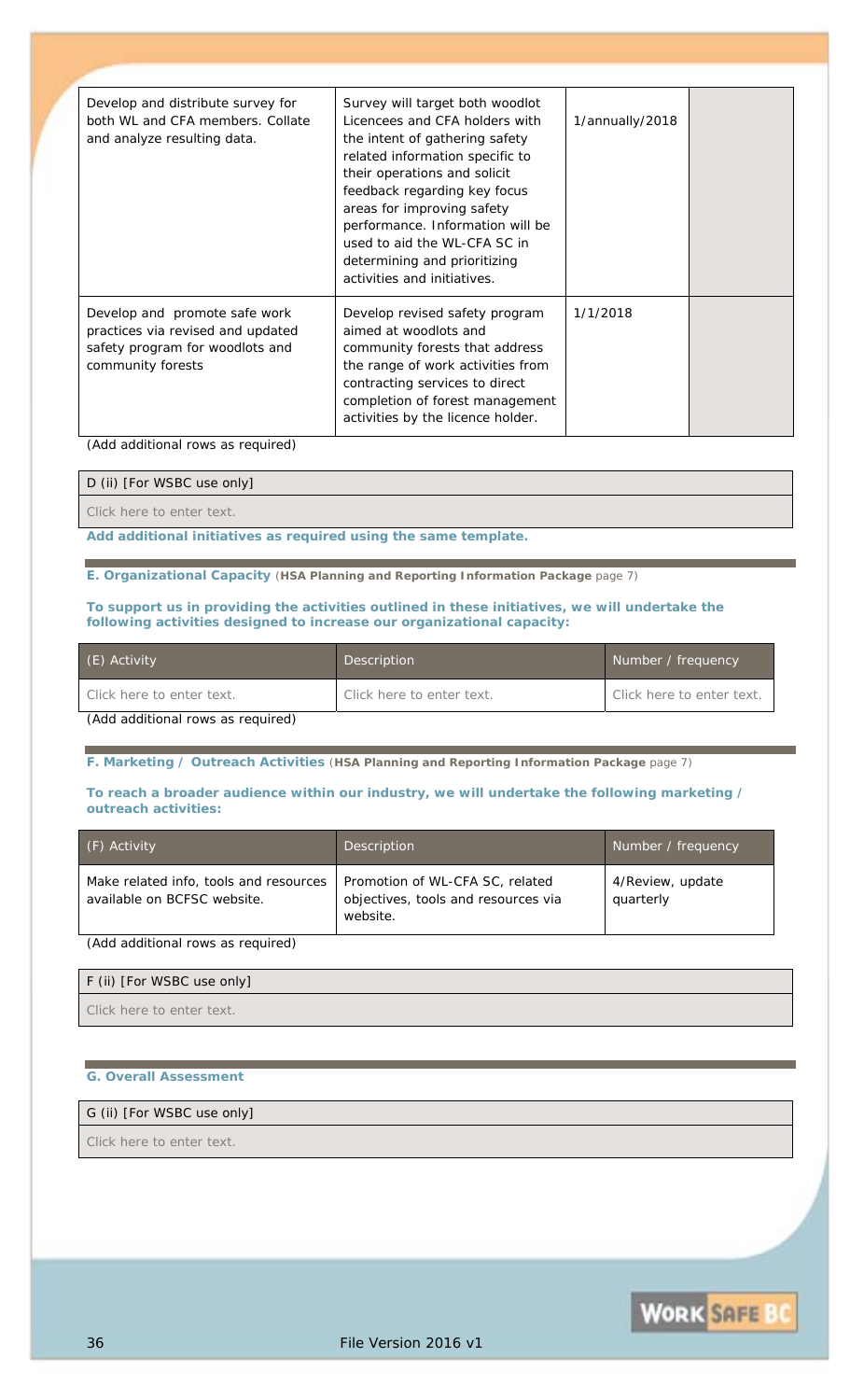| | | | |
|---|---|---|---|
| Develop and distribute survey for both WL and CFA members. Collate and analyze resulting data. | Survey will target both woodlot Licencees and CFA holders with the intent of gathering safety related information specific to their operations and solicit feedback regarding key focus areas for improving safety performance. Information will be used to aid the WL-CFA SC in determining and prioritizing activities and initiatives. | 1/annually/2018 | |
| Develop and promote safe work practices via revised and updated safety program for woodlots and community forests | Develop revised safety program aimed at woodlots and community forests that address the range of work activities from contracting services to direct completion of forest management activities by the licence holder. | 1/1/2018 | |

(Add additional rows as required)

| D (ii) [For WSBC use only] |
|---|
| Click here to enter text. |

**Add additional initiatives as required using the same template.**

**E. Organizational Capacity** (**HSA Planning and Reporting Information Package** page 7)

**To support us in providing the activities outlined in these initiatives, we will undertake the following activities designed to increase our organizational capacity:**

| (E) Activity | Description | Number / frequency |
|---|---|---|
| Click here to enter text. | Click here to enter text. | Click here to enter text. |

(Add additional rows as required)

**F. Marketing / Outreach Activities** (**HSA Planning and Reporting Information Package** page 7)

**To reach a broader audience within our industry, we will undertake the following marketing / outreach activities:**

| (F) Activity | Description | Number / frequency |
|---|---|---|
| Make related info, tools and resources available on BCFSC website. | Promotion of WL-CFA SC, related objectives, tools and resources via website. | 4/Review, update quarterly |

(Add additional rows as required)

| F (ii) [For WSBC use only] |
|---|
| Click here to enter text. |

**G. Overall Assessment**

| G (ii) [For WSBC use only] |
|---|
| Click here to enter text. |

File Version 2016 v1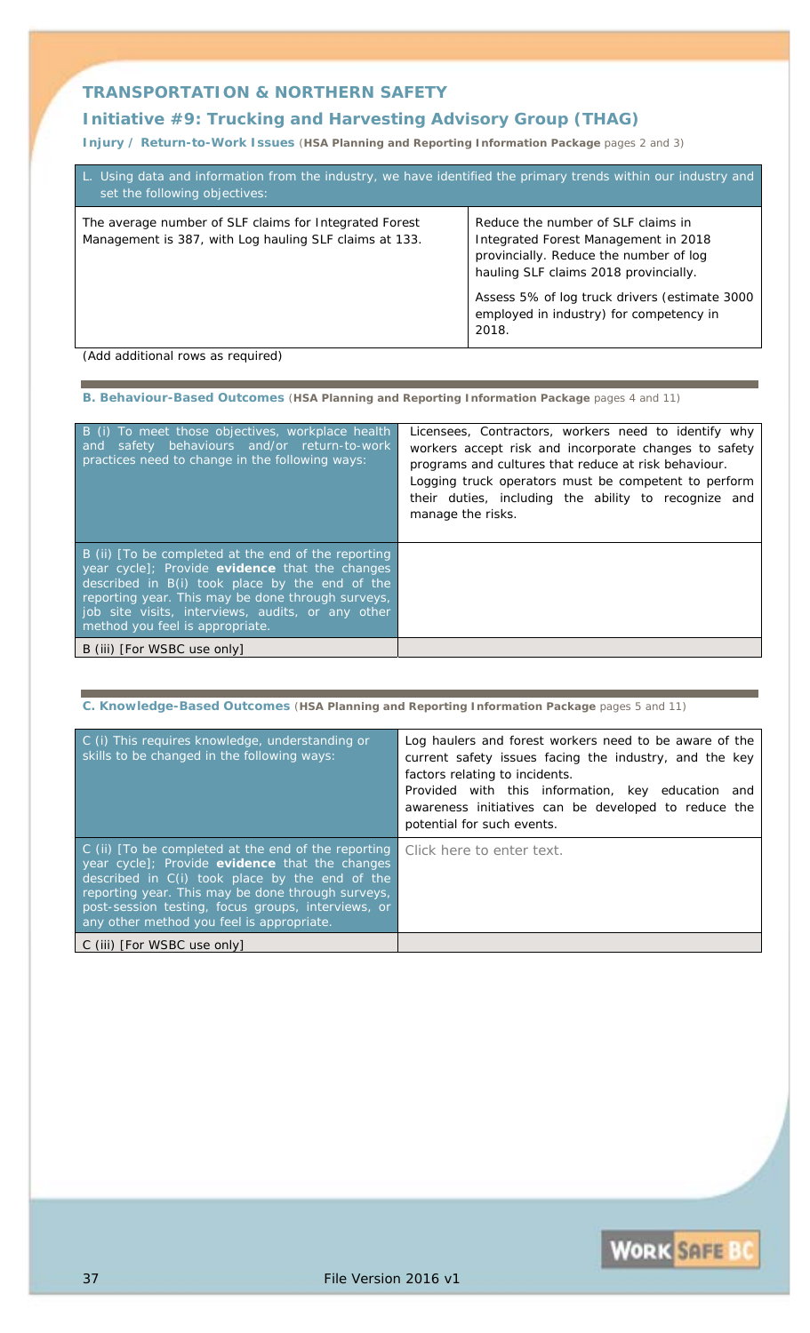## TRANSPORTATION & NORTHERN SAFETY

### Initiative #9: Trucking and Harvesting Advisory Group (THAG)

**Injury / Return-to-Work Issues** (**HSA Planning and Reporting Information Package** pages 2 and 3)

| L. Using data and information from the industry, we have identified the primary trends within our industry and set the following objectives: | |
|---|---|
| The average number of SLF claims for Integrated Forest Management is 387, with Log hauling SLF claims at 133. | Reduce the number of SLF claims in Integrated Forest Management in 2018 provincially. Reduce the number of log hauling SLF claims 2018 provincially.<br><br>Assess 5% of log truck drivers (estimate 3000 employed in industry) for competency in 2018. |

(Add additional rows as required)

**B. Behaviour-Based Outcomes** (**HSA Planning and Reporting Information Package** pages 4 and 11)

| | |
|---|---|
| B (i) To meet those objectives, workplace health and safety behaviours and/or return-to-work practices need to change in the following ways: | Licensees, Contractors, workers need to identify why workers accept risk and incorporate changes to safety programs and cultures that reduce at risk behaviour. Logging truck operators must be competent to perform their duties, including the ability to recognize and manage the risks. |
| B (ii) [To be completed at the end of the reporting year cycle]; Provide **evidence** that the changes described in B(i) took place by the end of the reporting year. This may be done through surveys, job site visits, interviews, audits, or any other method you feel is appropriate. | |
| B (iii) [For WSBC use only] | |

**C. Knowledge-Based Outcomes** (**HSA Planning and Reporting Information Package** pages 5 and 11)

| | |
|---|---|
| C (i) This requires knowledge, understanding or skills to be changed in the following ways: | Log haulers and forest workers need to be aware of the current safety issues facing the industry, and the key factors relating to incidents.<br>Provided with this information, key education and awareness initiatives can be developed to reduce the potential for such events. |
| C (ii) [To be completed at the end of the reporting year cycle]; Provide **evidence** that the changes described in C(i) took place by the end of the reporting year. This may be done through surveys, post-session testing, focus groups, interviews, or any other method you feel is appropriate. | Click here to enter text. |
| C (iii) [For WSBC use only] | |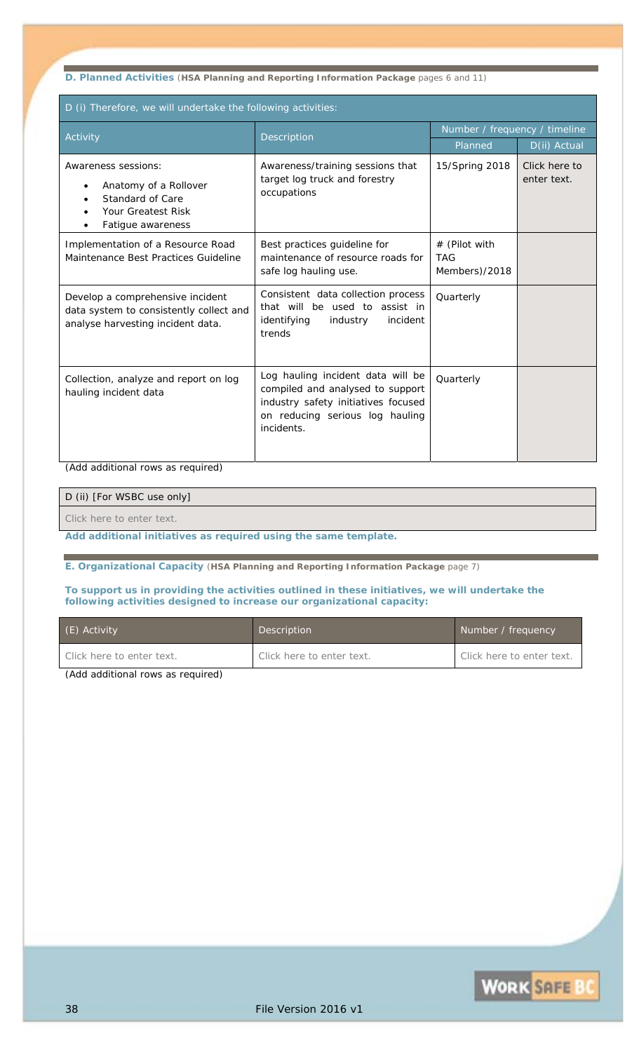**D. Planned Activities** (**HSA Planning and Reporting Information Package** pages 6 and 11)

| D (i) Therefore, we will undertake the following activities: | | | |
|---|---|---|---|
| Activity | Description | Number / frequency / timeline | |
| | | Planned | D(ii) Actual |
| Awareness sessions:<br>• Anatomy of a Rollover<br>• Standard of Care<br>• Your Greatest Risk<br>• Fatigue awareness | Awareness/training sessions that target log truck and forestry occupations | 15/Spring 2018 | Click here to enter text. |
| Implementation of a Resource Road Maintenance Best Practices Guideline | Best practices guideline for maintenance of resource roads for safe log hauling use. | # (Pilot with TAG Members)/2018 | |
| Develop a comprehensive incident data system to consistently collect and analyse harvesting incident data. | Consistent data collection process that will be used to assist in identifying industry incident trends | Quarterly | |
| Collection, analyze and report on log hauling incident data | Log hauling incident data will be compiled and analysed to support industry safety initiatives focused on reducing serious log hauling incidents. | Quarterly | |

(Add additional rows as required)

| D (ii) [For WSBC use only] |
|---|
| Click here to enter text. |

**Add additional initiatives as required using the same template.**

**E. Organizational Capacity** (**HSA Planning and Reporting Information Package** page 7)

**To support us in providing the activities outlined in these initiatives, we will undertake the following activities designed to increase our organizational capacity:**

| (E) Activity | Description | Number / frequency |
|---|---|---|
| Click here to enter text. | Click here to enter text. | Click here to enter text. |

(Add additional rows as required)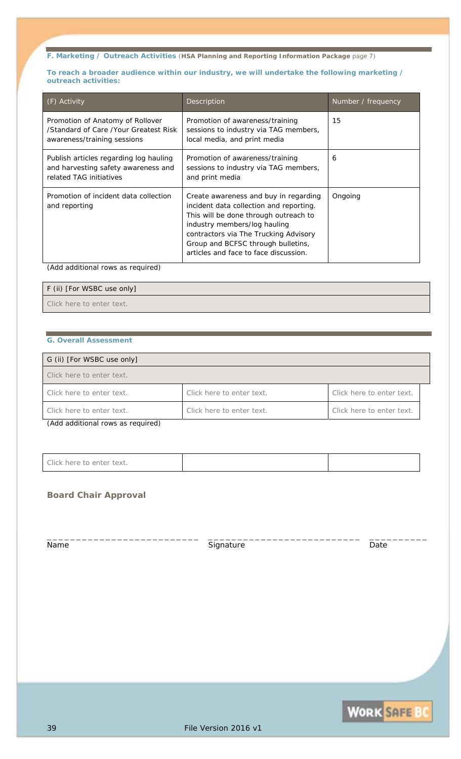### F. Marketing / Outreach Activities (**HSA Planning and Reporting Information Package** page 7)

**To reach a broader audience within our industry, we will undertake the following marketing / outreach activities:**

| (F) Activity | Description | Number / frequency |
|---|---|---|
| Promotion of Anatomy of Rollover /Standard of Care /Your Greatest Risk awareness/training sessions | Promotion of awareness/training sessions to industry via TAG members, local media, and print media | 15 |
| Publish articles regarding log hauling and harvesting safety awareness and related TAG initiatives | Promotion of awareness/training sessions to industry via TAG members, and print media | 6 |
| Promotion of incident data collection and reporting | Create awareness and buy in regarding incident data collection and reporting. This will be done through outreach to industry members/log hauling contractors via The Trucking Advisory Group and BCFSC through bulletins, articles and face to face discussion. | Ongoing |

(Add additional rows as required)

| F (ii) [For WSBC use only] |
|---|
| Click here to enter text. |

### G. Overall Assessment

| G (ii) [For WSBC use only] | | |
|---|---|---|
| Click here to enter text. | | |
| Click here to enter text. | Click here to enter text. | Click here to enter text. |
| Click here to enter text. | Click here to enter text. | Click here to enter text. |

(Add additional rows as required)

| | | |
|---|---|---|
| Click here to enter text. | | |

**Board Chair Approval**

\_\_\_\_\_\_\_\_\_\_\_\_\_\_\_\_\_\_\_\_\_\_\_\_\_\_ \_\_\_\_\_\_\_\_\_\_\_\_\_\_\_\_\_\_\_\_\_\_\_\_\_\_ \_\_\_\_\_\_\_\_\_\_

Name Signature Date

File Version 2016 v1